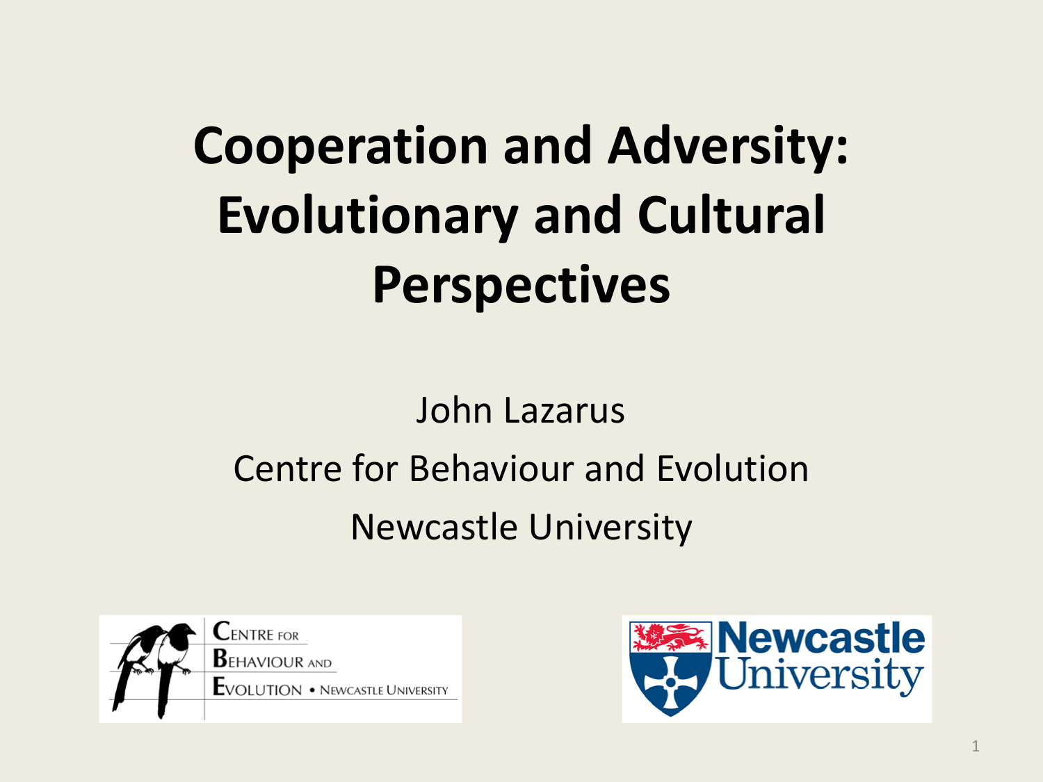# Cooperation and Adversity: Evolutionary and Cultural Perspectives

John Lazarus

Centre for Behaviour and Evolution

Newcastle University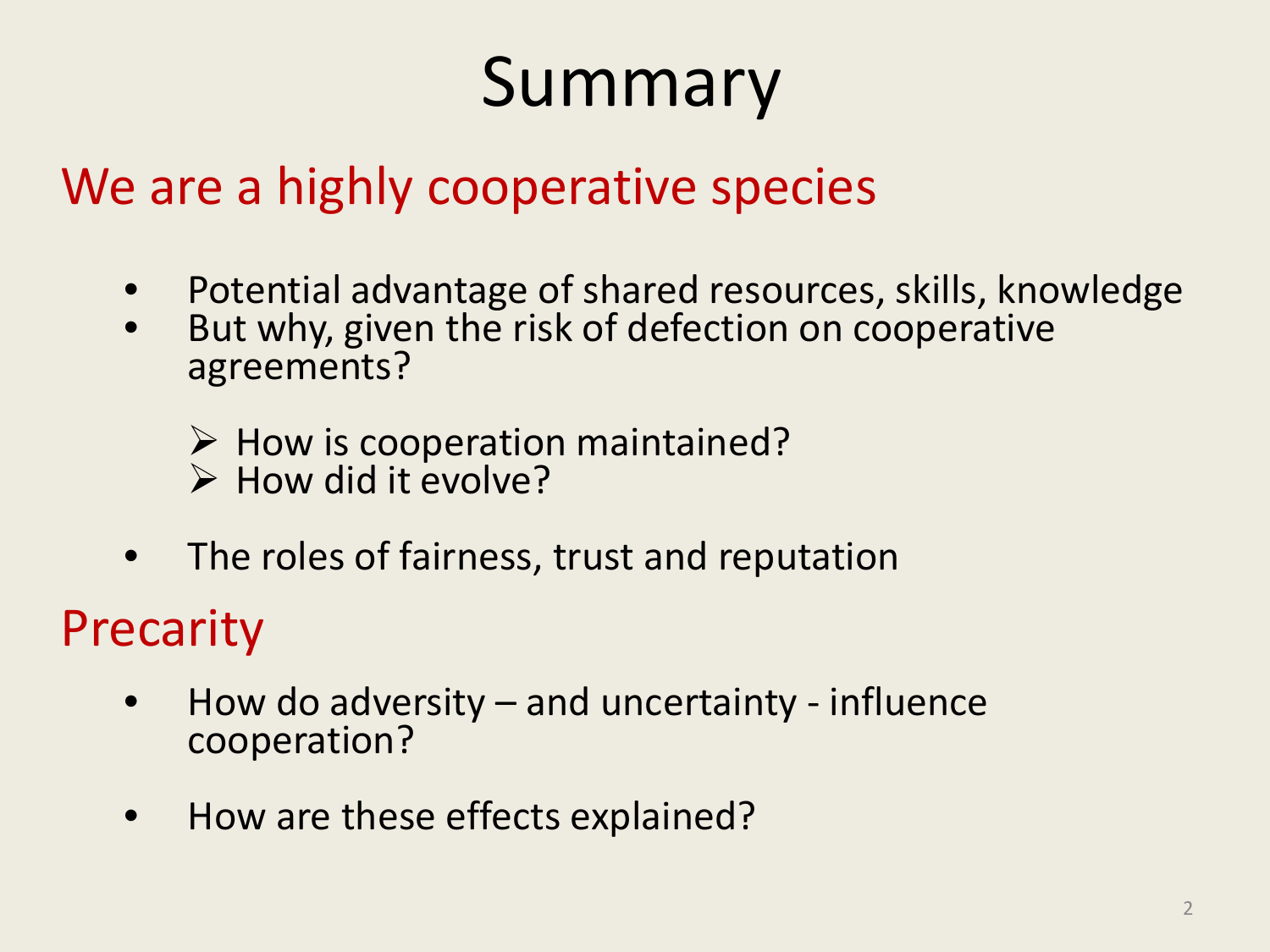# Summary

## We are a highly cooperative species

- Potential advantage of shared resources, skills, knowledge
- But why, given the risk of defection on cooperative agreements?
  - How is cooperation maintained?
  - How did it evolve?
- The roles of fairness, trust and reputation

## Precarity

- How do adversity – and uncertainty - influence cooperation?
- How are these effects explained?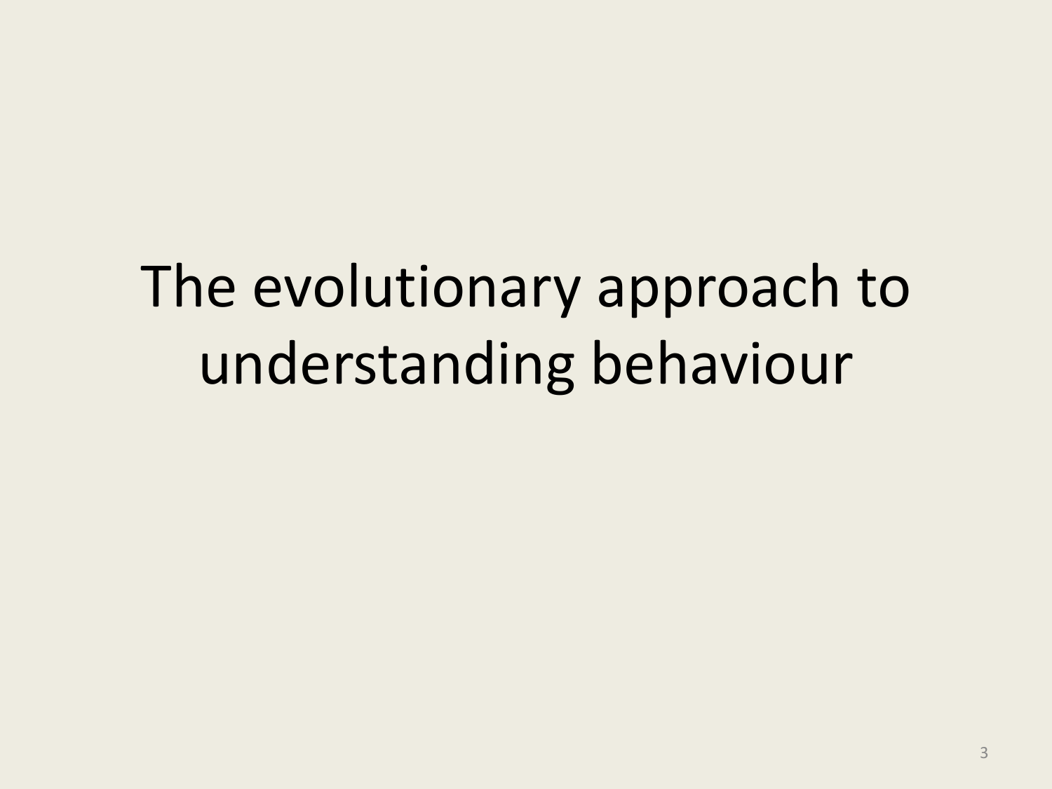# The evolutionary approach to understanding behaviour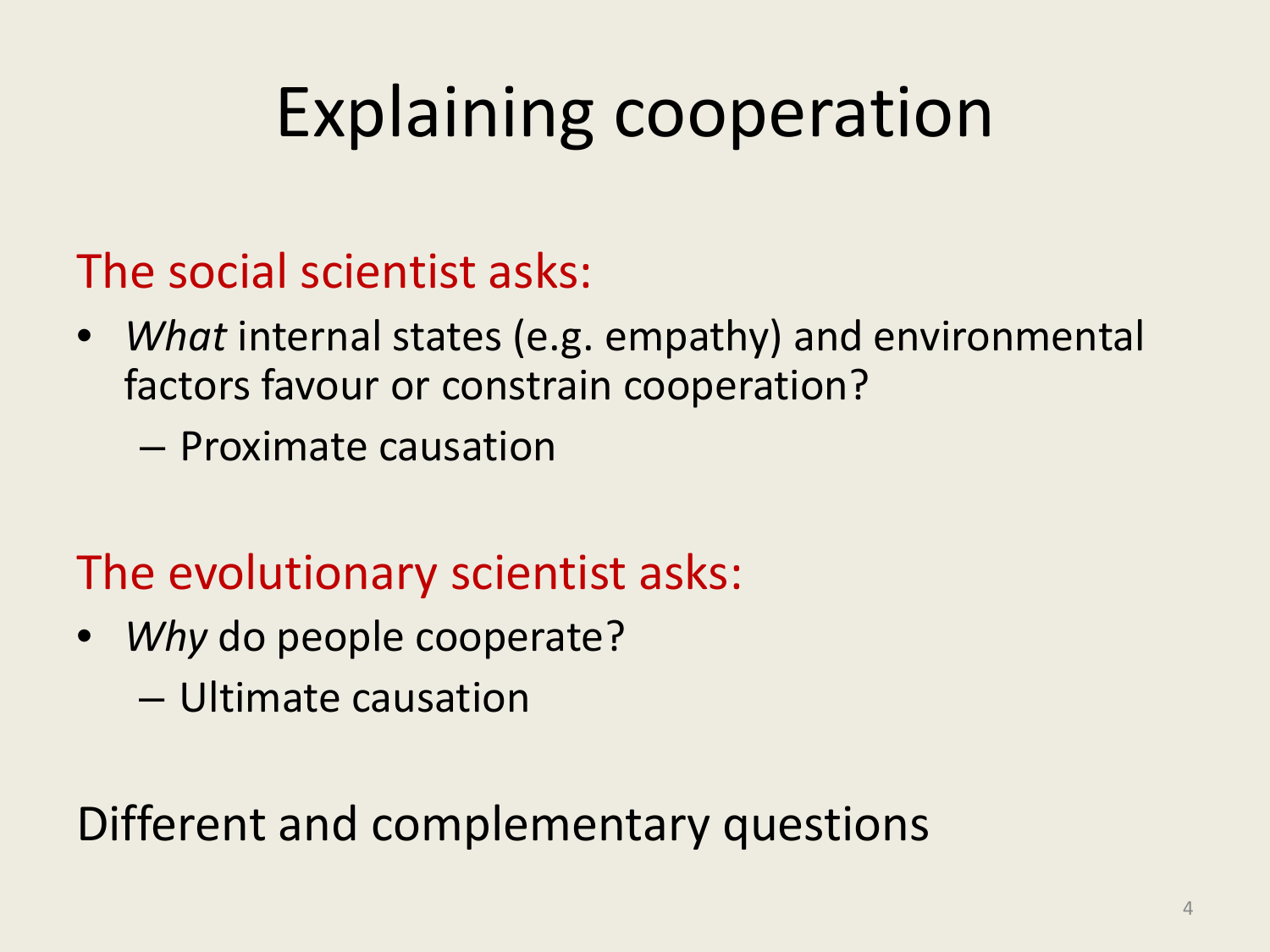# Explaining cooperation

## The social scientist asks:

- *What* internal states (e.g. empathy) and environmental factors favour or constrain cooperation?
  - Proximate causation

## The evolutionary scientist asks:

- *Why* do people cooperate?
  - Ultimate causation

Different and complementary questions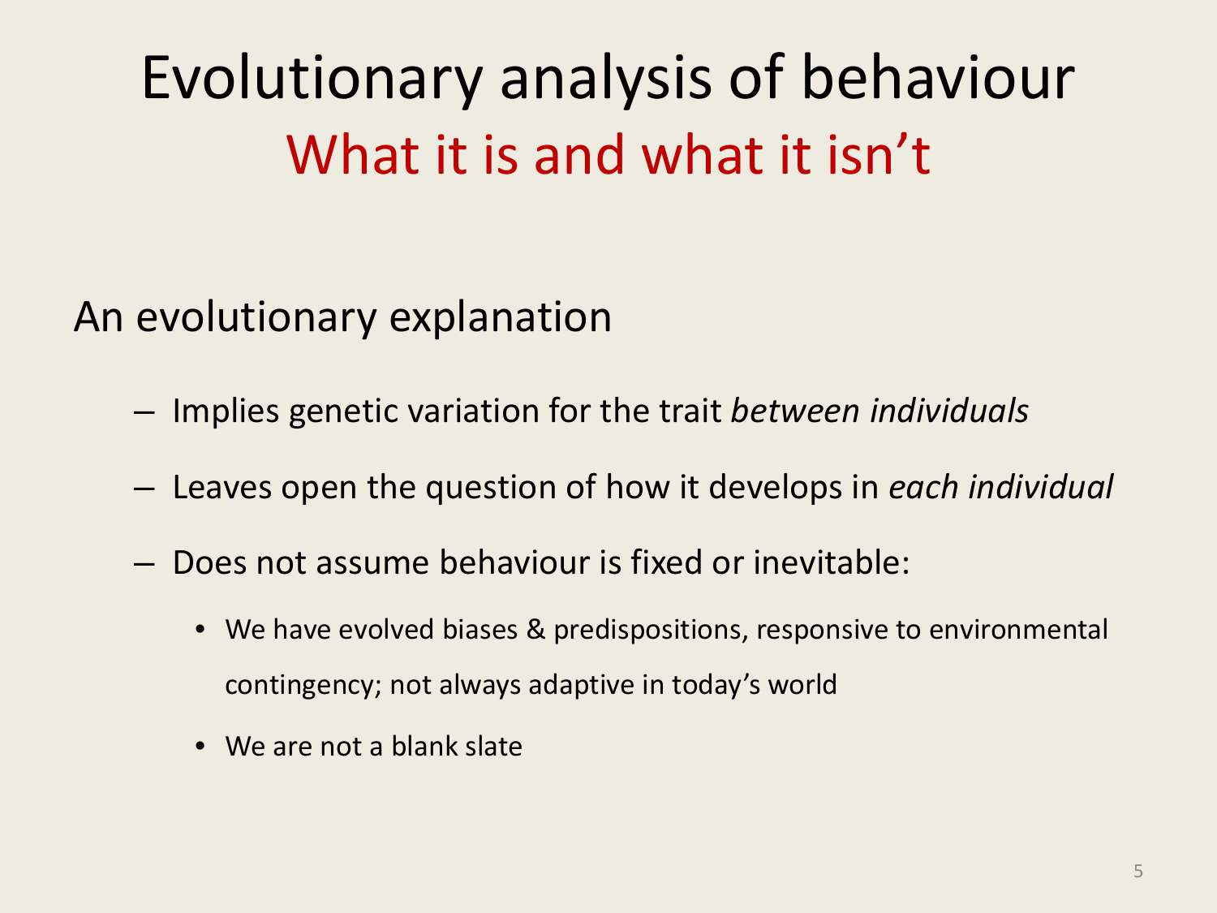# Evolutionary analysis of behaviour

## What it is and what it isn't

An evolutionary explanation

- Implies genetic variation for the trait *between individuals*
- Leaves open the question of how it develops in *each individual*
- Does not assume behaviour is fixed or inevitable:
  - We have evolved biases & predispositions, responsive to environmental contingency; not always adaptive in today's world
  - We are not a blank slate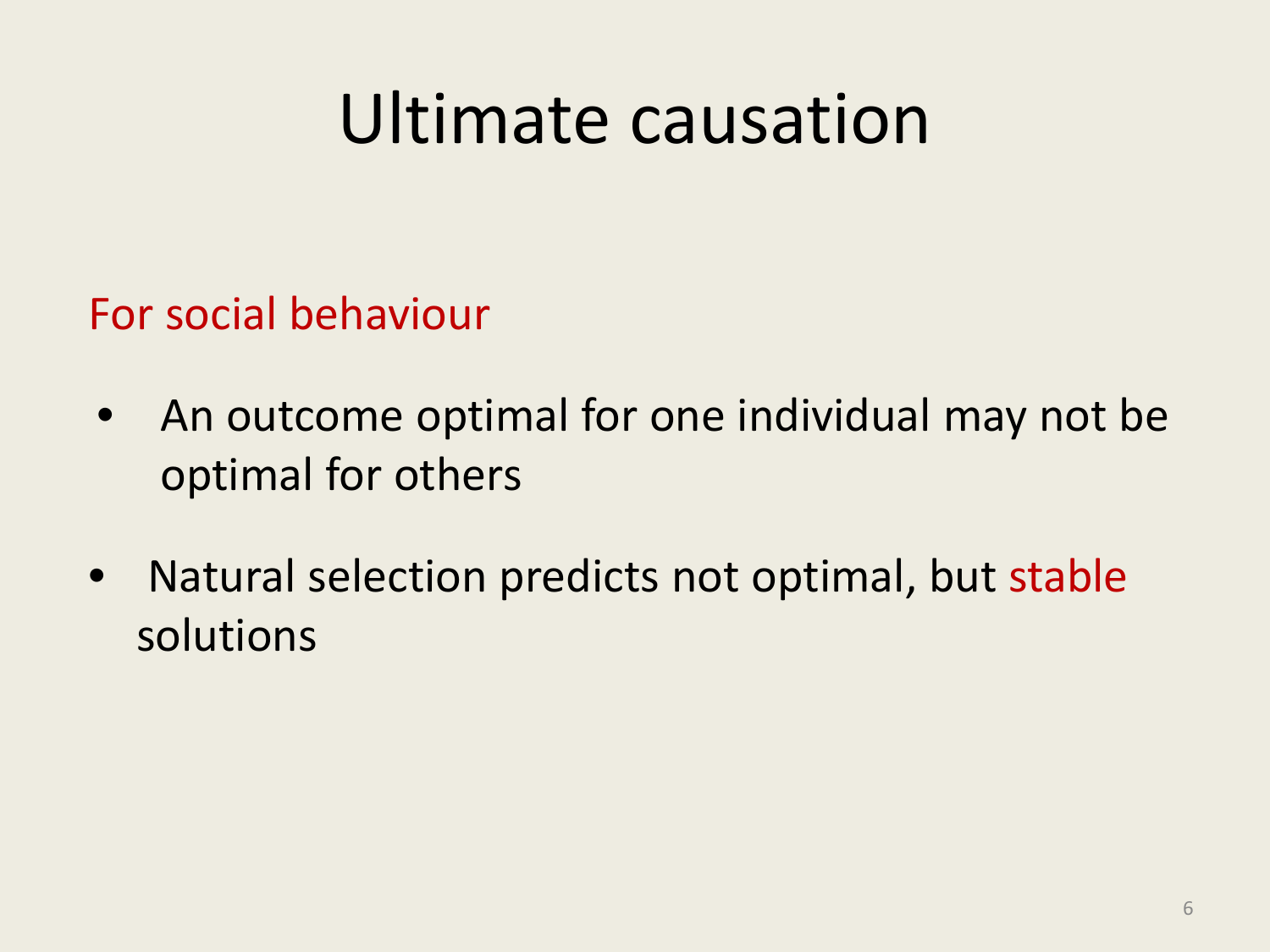# Ultimate causation

For social behaviour

- An outcome optimal for one individual may not be optimal for others
- Natural selection predicts not optimal, but stable solutions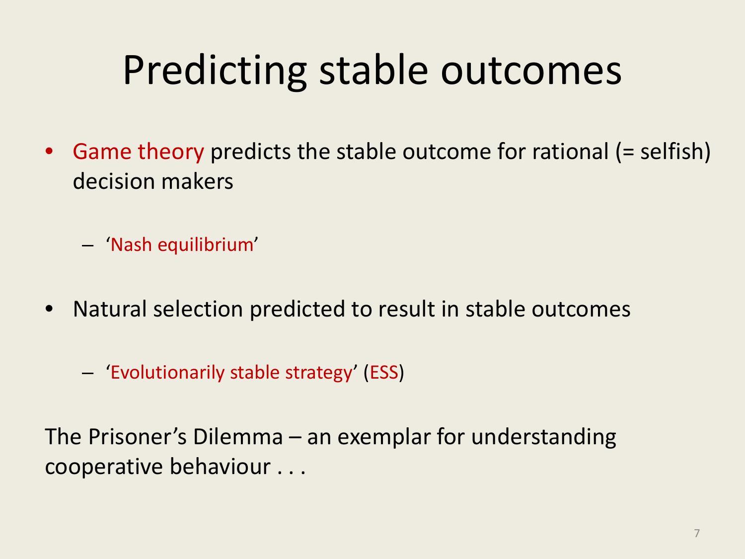# Predicting stable outcomes

- Game theory predicts the stable outcome for rational (= selfish) decision makers
  - 'Nash equilibrium'
- Natural selection predicted to result in stable outcomes
  - 'Evolutionarily stable strategy' (ESS)

The Prisoner's Dilemma – an exemplar for understanding cooperative behaviour . . .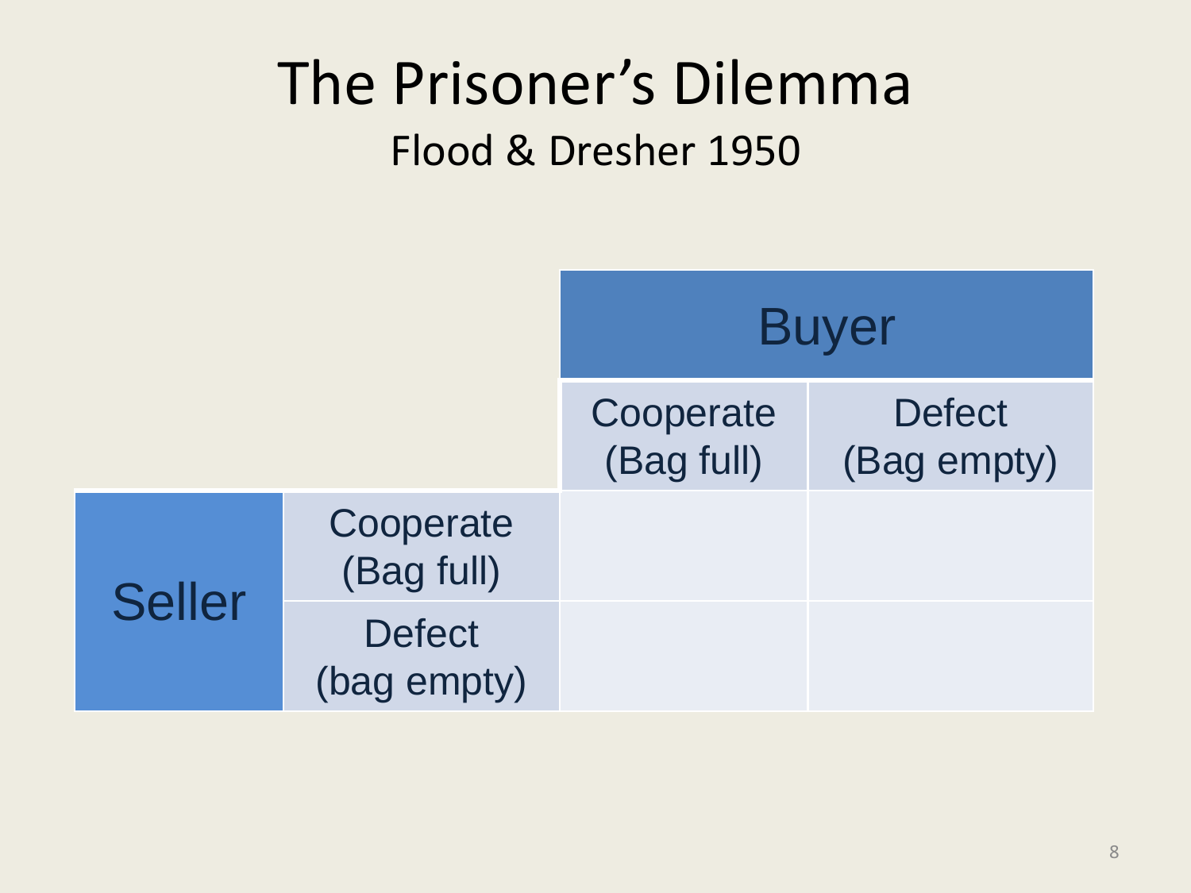# The Prisoner's Dilemma

Flood & Dresher 1950

| | | Buyer | |
|---|---|---|---|
| | | Cooperate (Bag full) | Defect (Bag empty) |
| Seller | Cooperate (Bag full) | | |
| | Defect (bag empty) | | |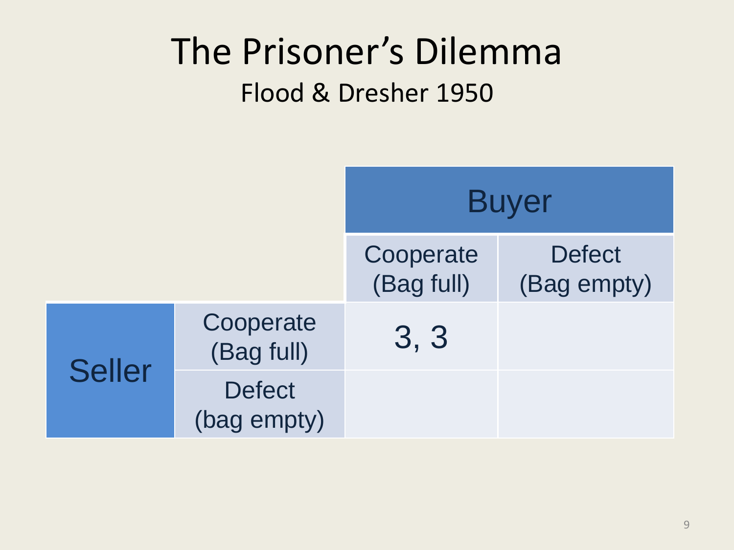# The Prisoner's Dilemma

Flood & Dresher 1950

| | | Buyer | |
|---|---|---|---|
| | | Cooperate (Bag full) | Defect (Bag empty) |
| Seller | Cooperate (Bag full) | 3, 3 | |
| | Defect (bag empty) | | |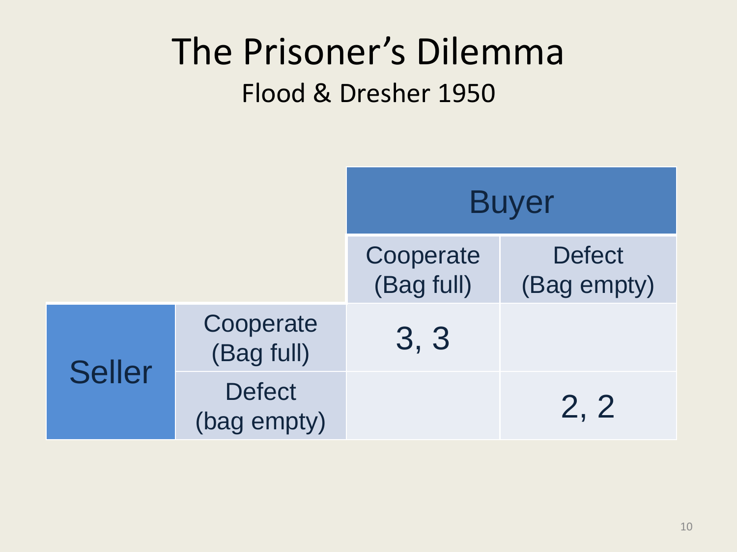# The Prisoner's Dilemma

Flood & Dresher 1950

| | | Buyer | |
|---|---|---|---|
| | | Cooperate (Bag full) | Defect (Bag empty) |
| Seller | Cooperate (Bag full) | 3, 3 | |
| | Defect (bag empty) | | 2, 2 |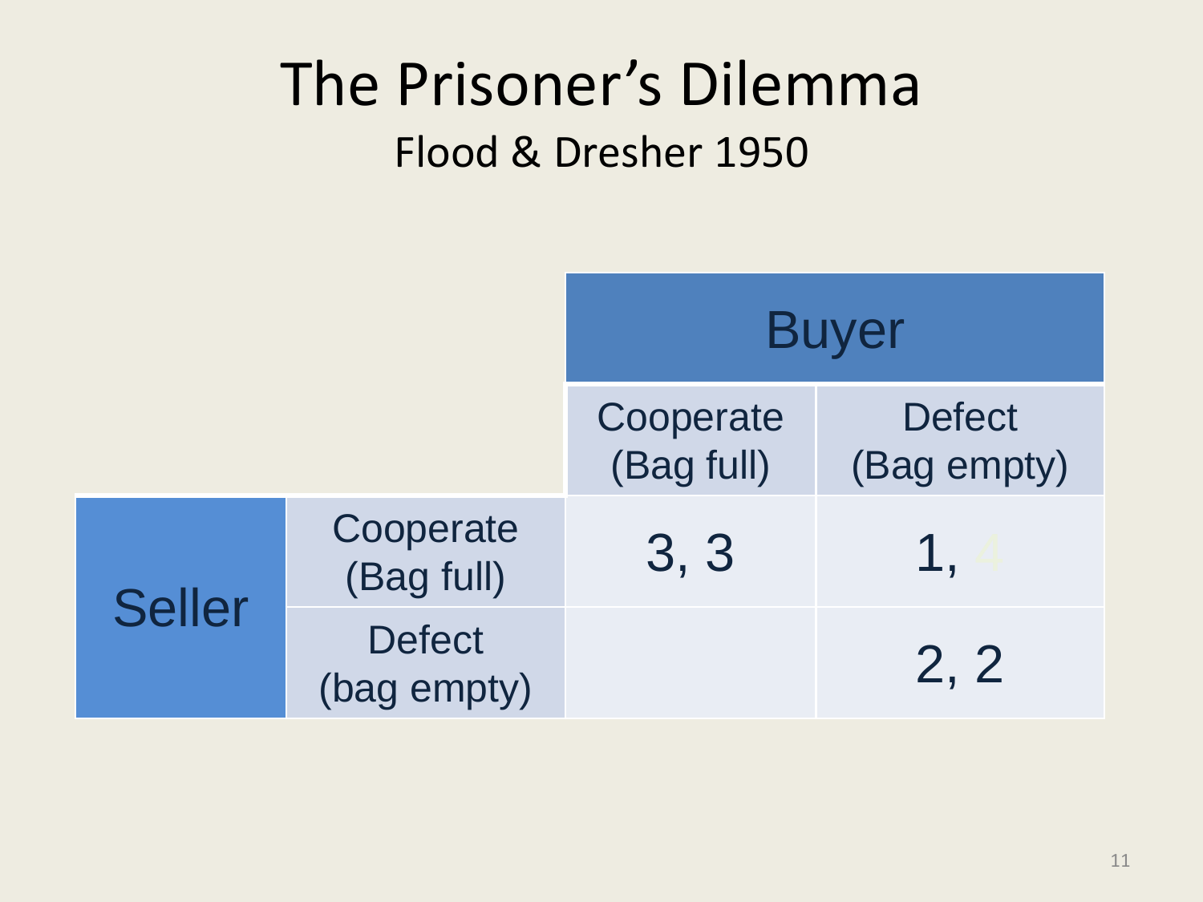# The Prisoner's Dilemma

Flood & Dresher 1950

| | | Buyer | |
|---|---|---|---|
| | | Cooperate (Bag full) | Defect (Bag empty) |
| Seller | Cooperate (Bag full) | 3, 3 | 1, 4 |
| | Defect (bag empty) | | 2, 2 |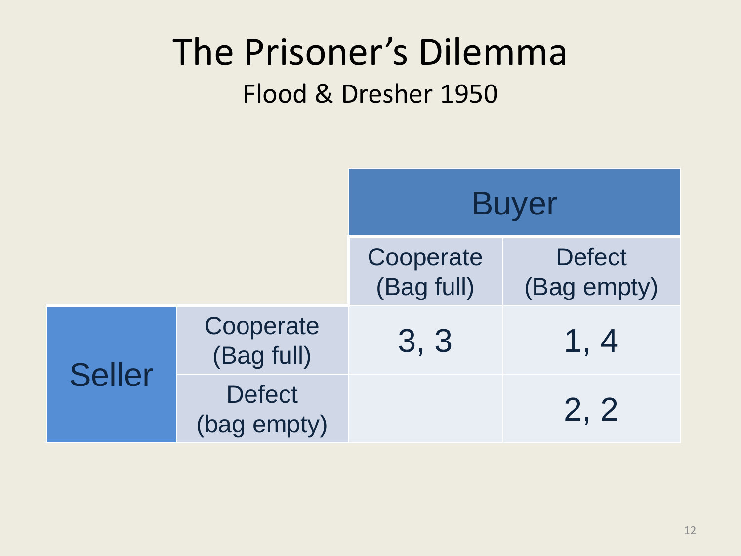# The Prisoner's Dilemma

## Flood & Dresher 1950

| | | Buyer | |
|---|---|---|---|
| | | Cooperate (Bag full) | Defect (Bag empty) |
| Seller | Cooperate (Bag full) | 3, 3 | 1, 4 |
| | Defect (bag empty) | | 2, 2 |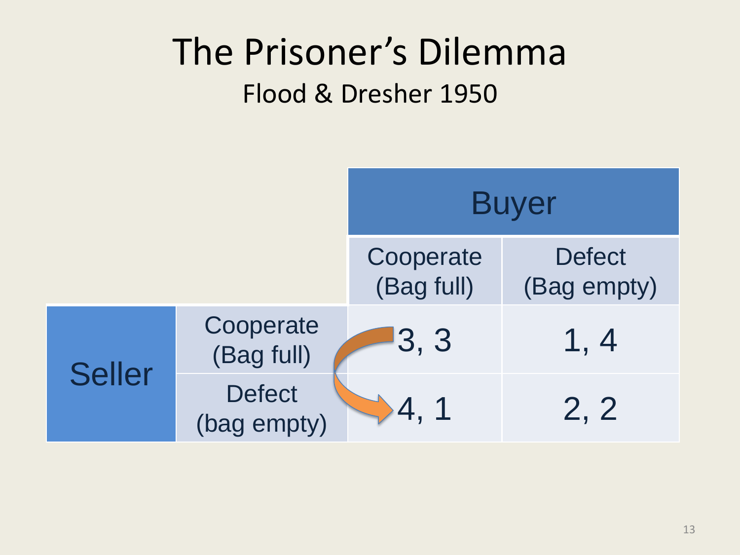# The Prisoner's Dilemma

Flood & Dresher 1950

| | | Buyer | |
|---|---|---|---|
| | | Cooperate (Bag full) | Defect (Bag empty) |
| Seller | Cooperate (Bag full) | 3, 3 | 1, 4 |
| | Defect (bag empty) | 4, 1 | 2, 2 |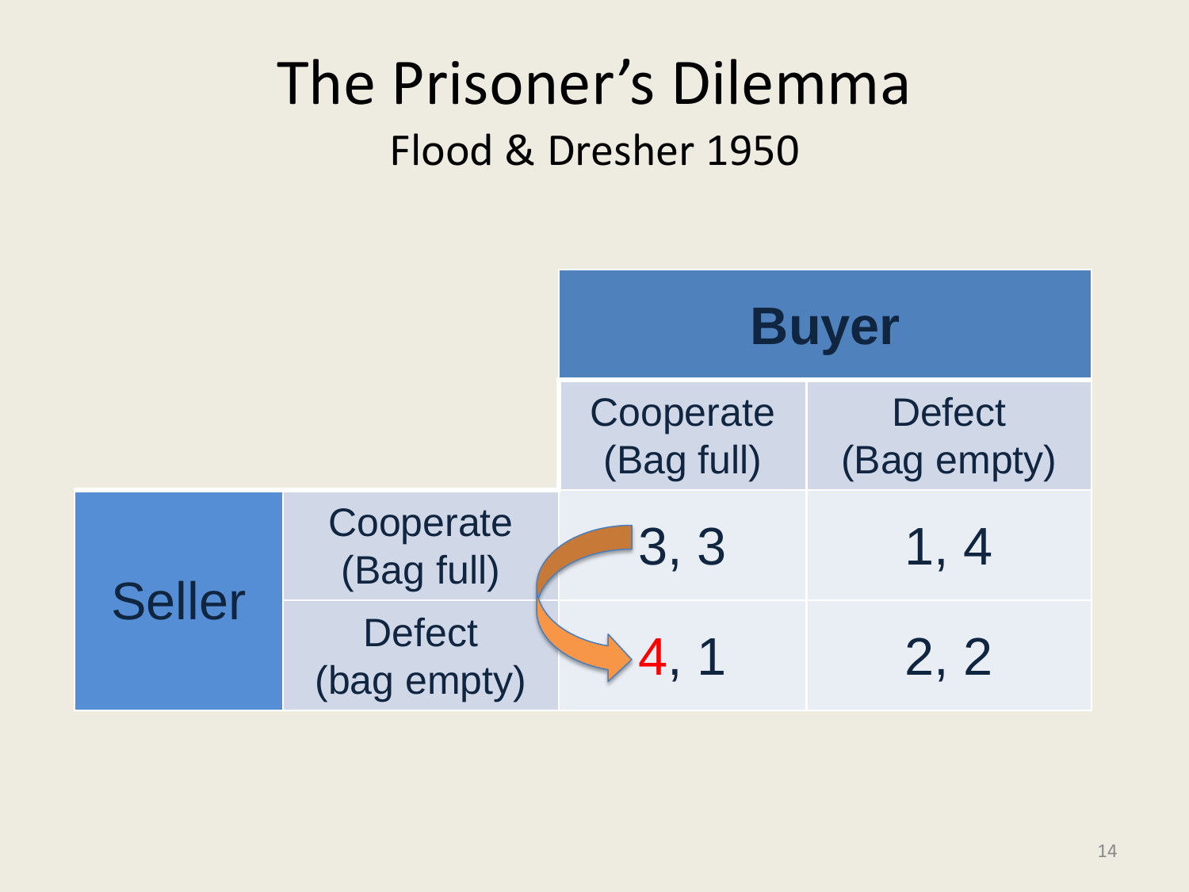# The Prisoner's Dilemma

## Flood & Dresher 1950

| | | Buyer | |
|---|---|---|---|
| | | Cooperate (Bag full) | Defect (Bag empty) |
| Seller | Cooperate (Bag full) | 3, 3 | 1, 4 |
| | Defect (bag empty) | 4, 1 | 2, 2 |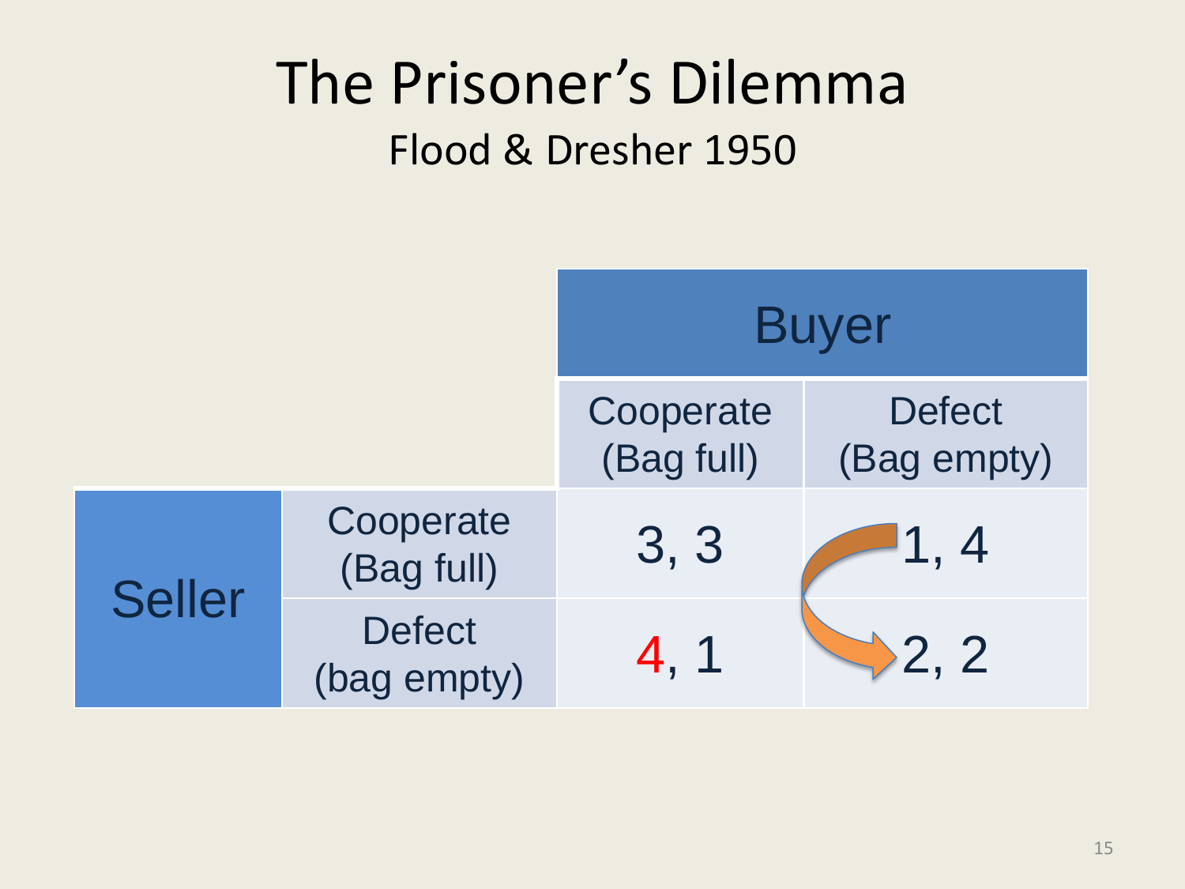# The Prisoner's Dilemma

Flood & Dresher 1950

| | | Buyer | |
|---|---|---|---|
| | | Cooperate (Bag full) | Defect (Bag empty) |
| Seller | Cooperate (Bag full) | 3, 3 | 1, 4 |
| | Defect (bag empty) | 4, 1 | 2, 2 |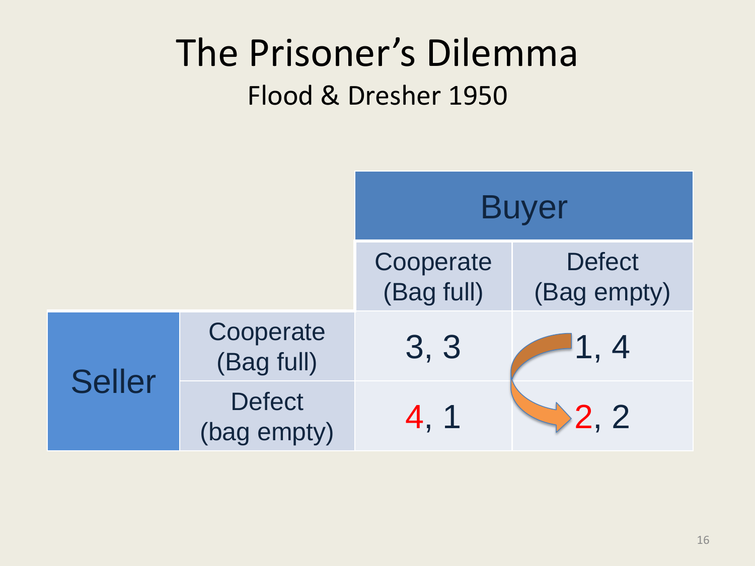# The Prisoner's Dilemma

## Flood & Dresher 1950

| | | Buyer | |
|---|---|---|---|
| | | Cooperate (Bag full) | Defect (Bag empty) |
| Seller | Cooperate (Bag full) | 3, 3 | 1, 4 |
| | Defect (bag empty) | 4, 1 | 2, 2 |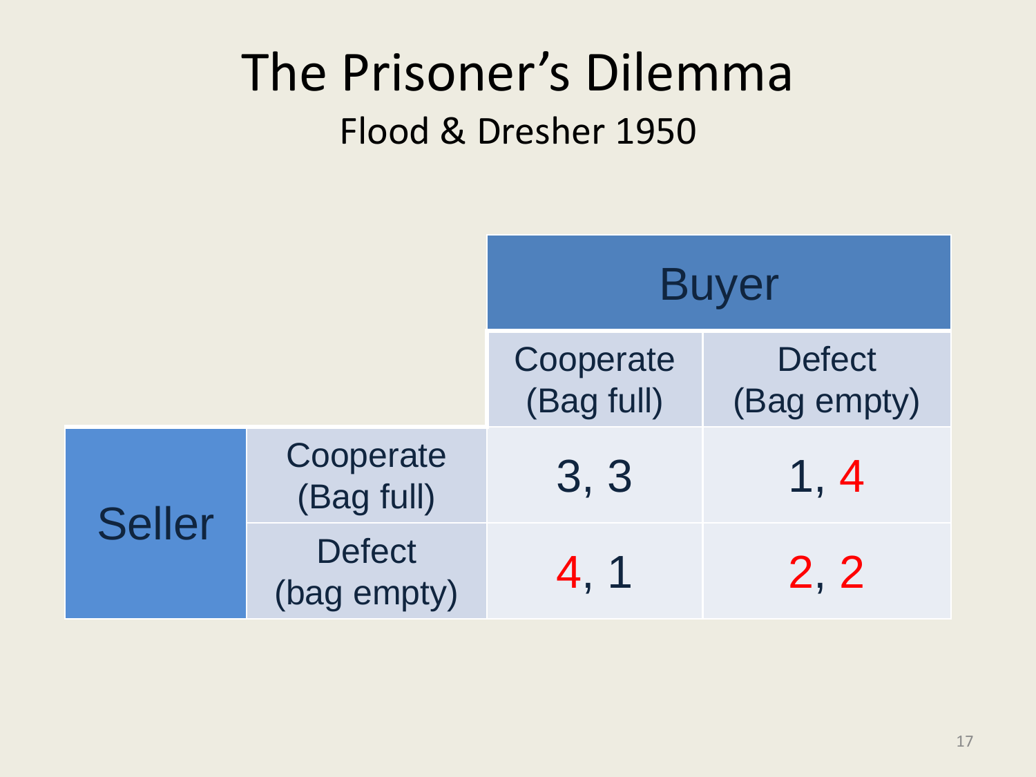# The Prisoner's Dilemma

## Flood & Dresher 1950

| | | Buyer | |
|---|---|---|---|
| | | Cooperate (Bag full) | Defect (Bag empty) |
| Seller | Cooperate (Bag full) | 3, 3 | 1, 4 |
| | Defect (bag empty) | 4, 1 | 2, 2 |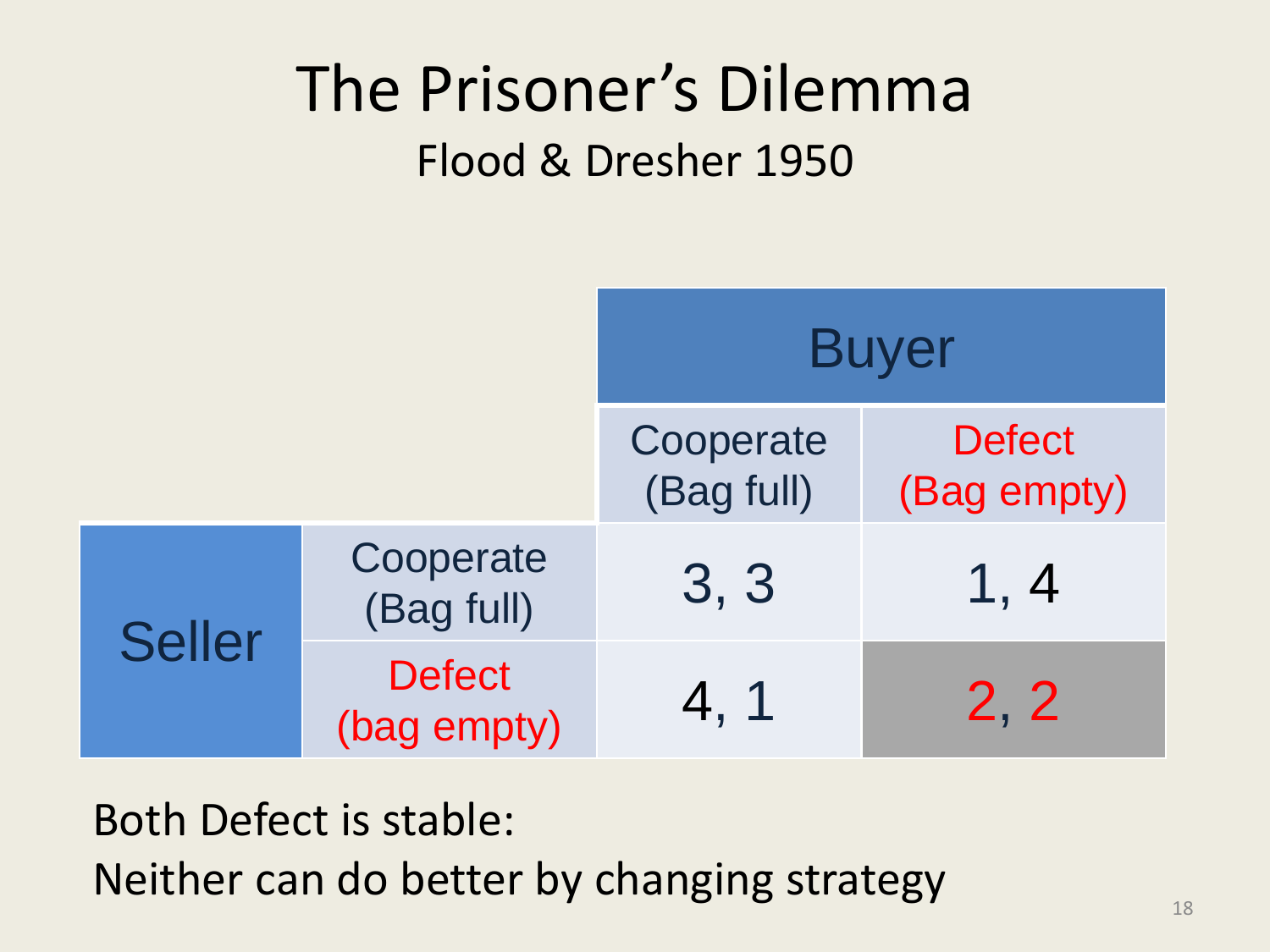# The Prisoner's Dilemma

## Flood & Dresher 1950

| | | Buyer | |
|---|---|---|---|
| | | Cooperate (Bag full) | Defect (Bag empty) |
| Seller | Cooperate (Bag full) | 3, 3 | 1, 4 |
| | Defect (bag empty) | 4, 1 | 2, 2 |

Both Defect is stable:
Neither can do better by changing strategy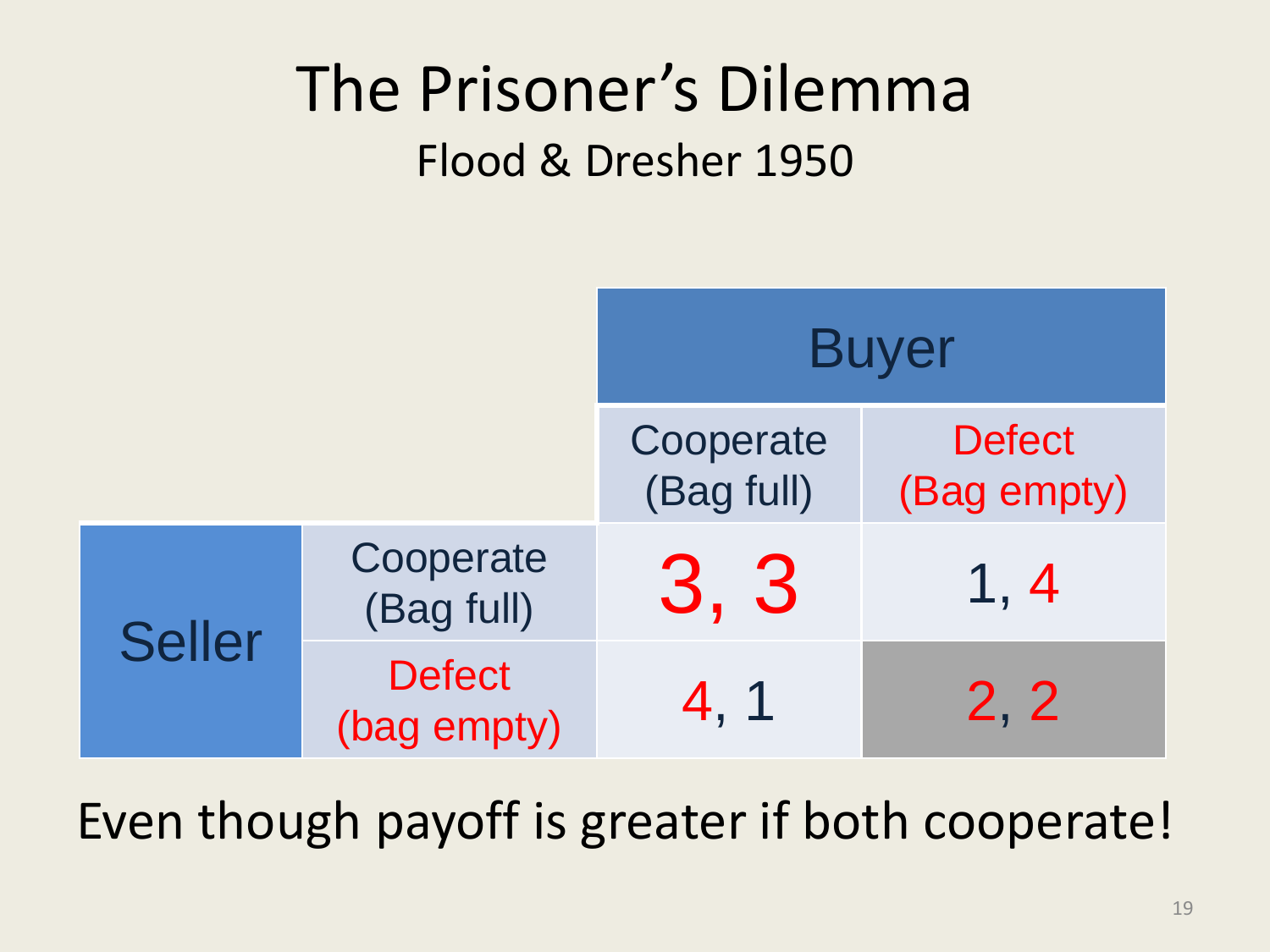# The Prisoner's Dilemma

Flood & Dresher 1950

| | | Buyer | |
|---|---|---|---|
| | | Cooperate (Bag full) | Defect (Bag empty) |
| Seller | Cooperate (Bag full) | 3, 3 | 1, 4 |
| | Defect (bag empty) | 4, 1 | 2, 2 |

Even though payoff is greater if both cooperate!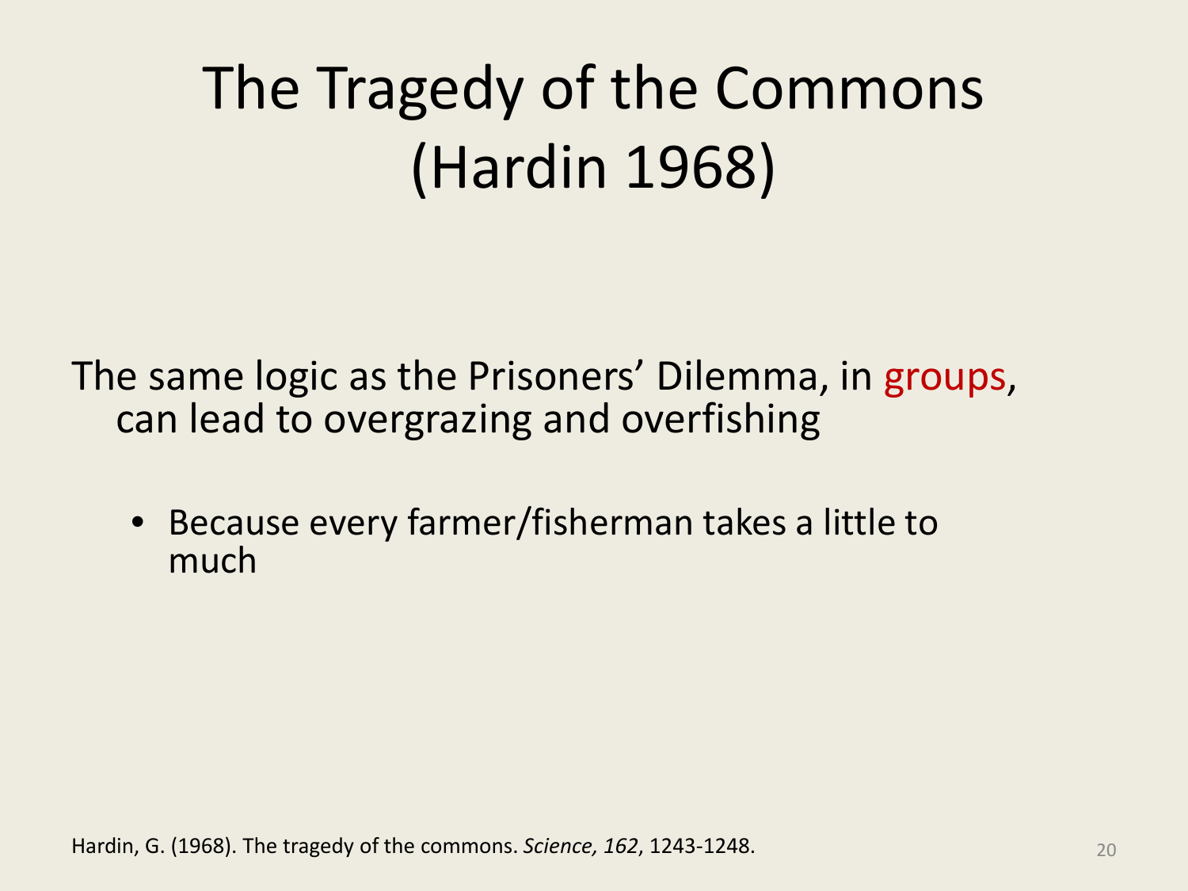# The Tragedy of the Commons (Hardin 1968)

The same logic as the Prisoners' Dilemma, in groups, can lead to overgrazing and overfishing

- Because every farmer/fisherman takes a little to much

Hardin, G. (1968). The tragedy of the commons. *Science, 162*, 1243-1248.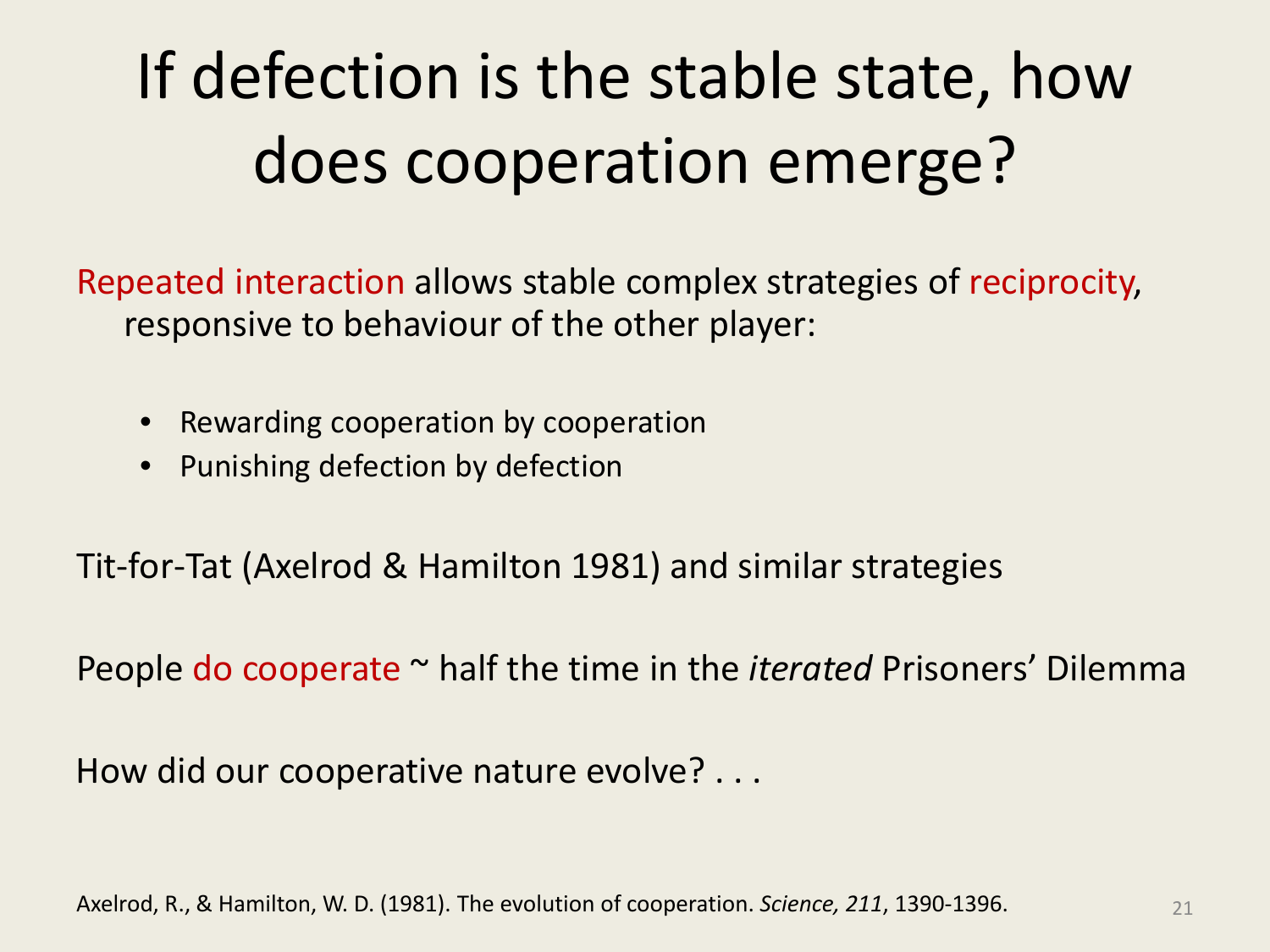# If defection is the stable state, how does cooperation emerge?

Repeated interaction allows stable complex strategies of reciprocity, responsive to behaviour of the other player:

- Rewarding cooperation by cooperation
- Punishing defection by defection

Tit-for-Tat (Axelrod & Hamilton 1981) and similar strategies

People do cooperate ~ half the time in the *iterated* Prisoners' Dilemma

How did our cooperative nature evolve? . . .

Axelrod, R., & Hamilton, W. D. (1981). The evolution of cooperation. *Science, 211*, 1390-1396.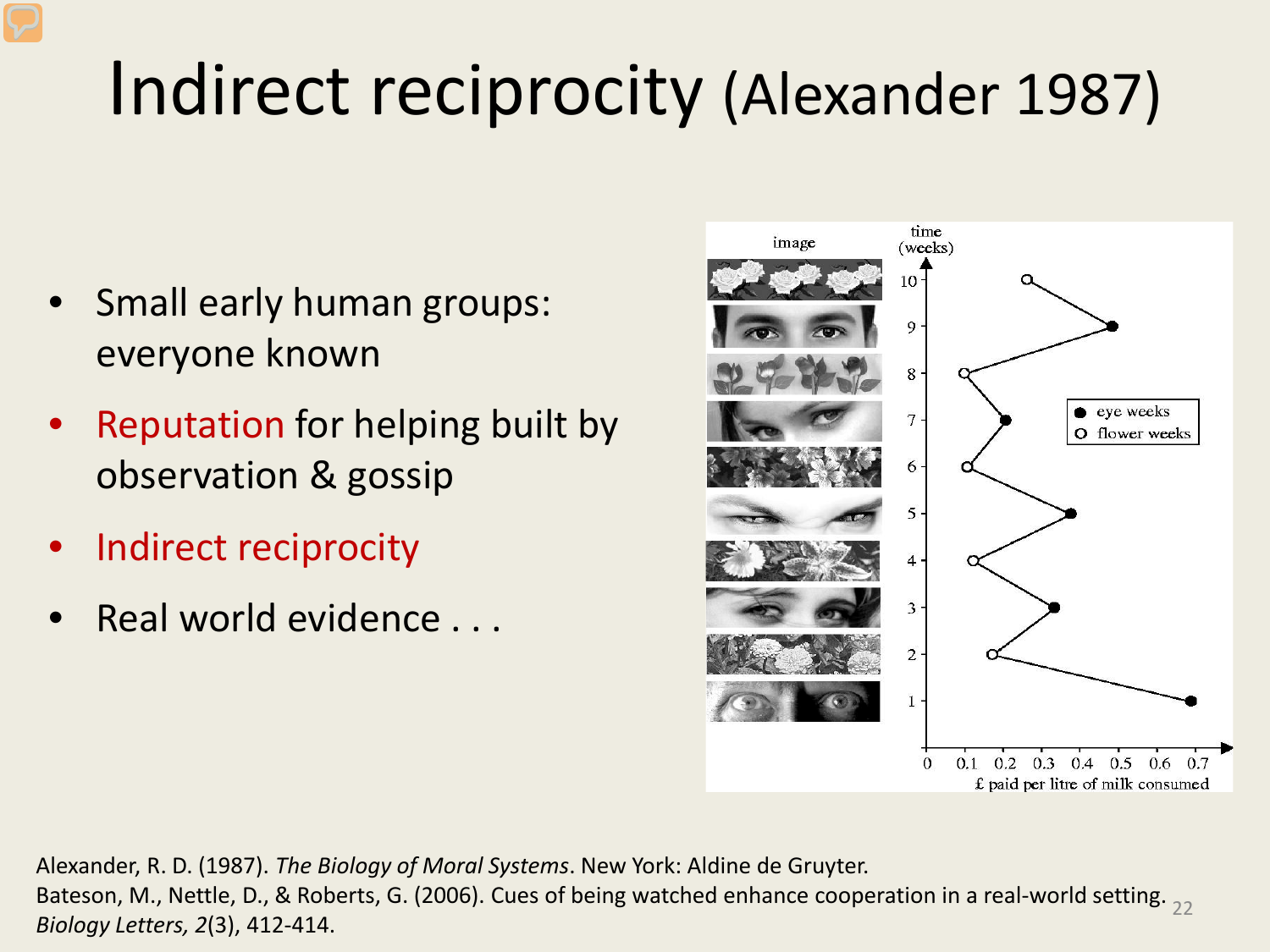# Indirect reciprocity (Alexander 1987)

- Small early human groups: everyone known
- Reputation for helping built by observation & gossip
- Indirect reciprocity
- Real world evidence . . .

Alexander, R. D. (1987). *The Biology of Moral Systems*. New York: Aldine de Gruyter.
Bateson, M., Nettle, D., & Roberts, G. (2006). Cues of being watched enhance cooperation in a real-world setting. *Biology Letters, 2*(3), 412-414.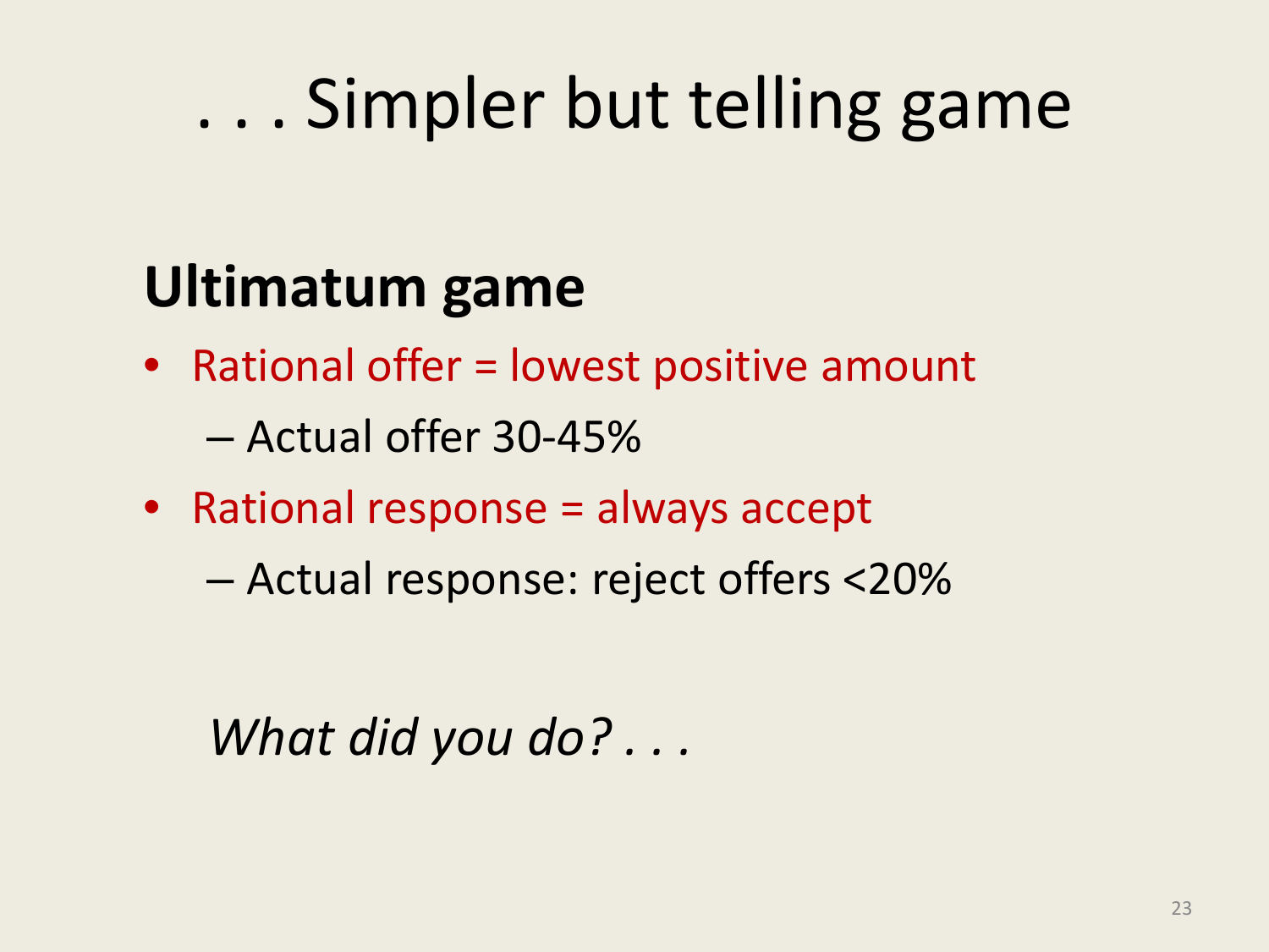# . . . Simpler but telling game

## Ultimatum game

- Rational offer = lowest positive amount
  - Actual offer 30-45%
- Rational response = always accept
  - Actual response: reject offers <20%

*What did you do? . . .*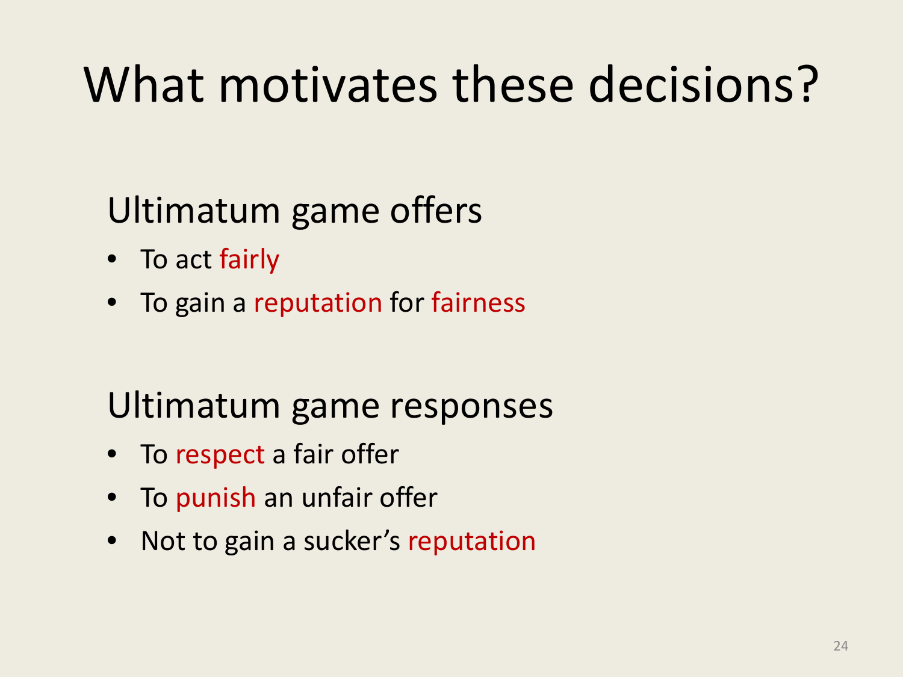# What motivates these decisions?

## Ultimatum game offers

- To act fairly
- To gain a reputation for fairness

## Ultimatum game responses

- To respect a fair offer
- To punish an unfair offer
- Not to gain a sucker's reputation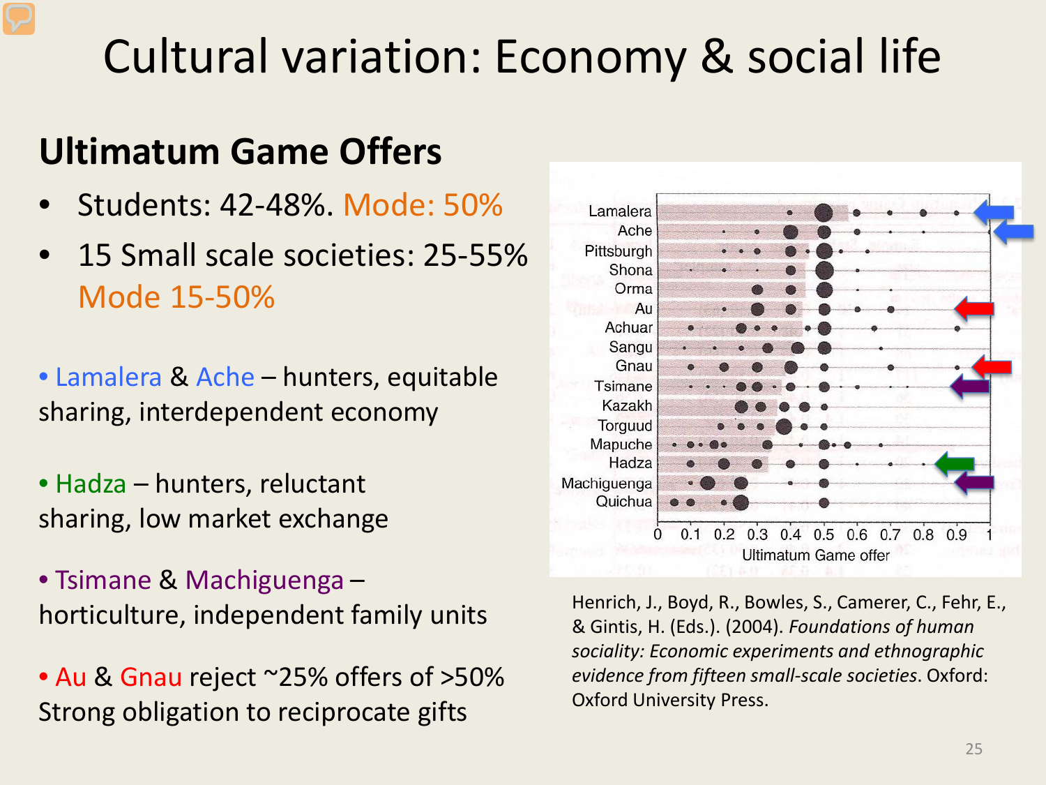# Cultural variation: Economy & social life

## Ultimatum Game Offers

- Students: 42-48%. Mode: 50%
- 15 Small scale societies: 25-55% Mode 15-50%

- Lamalera & Ache – hunters, equitable sharing, interdependent economy

- Hadza – hunters, reluctant sharing, low market exchange

- Tsimane & Machiguenga – horticulture, independent family units

- Au & Gnau reject ~25% offers of >50% Strong obligation to reciprocate gifts

Henrich, J., Boyd, R., Bowles, S., Camerer, C., Fehr, E., & Gintis, H. (Eds.). (2004). *Foundations of human sociality: Economic experiments and ethnographic evidence from fifteen small-scale societies*. Oxford: Oxford University Press.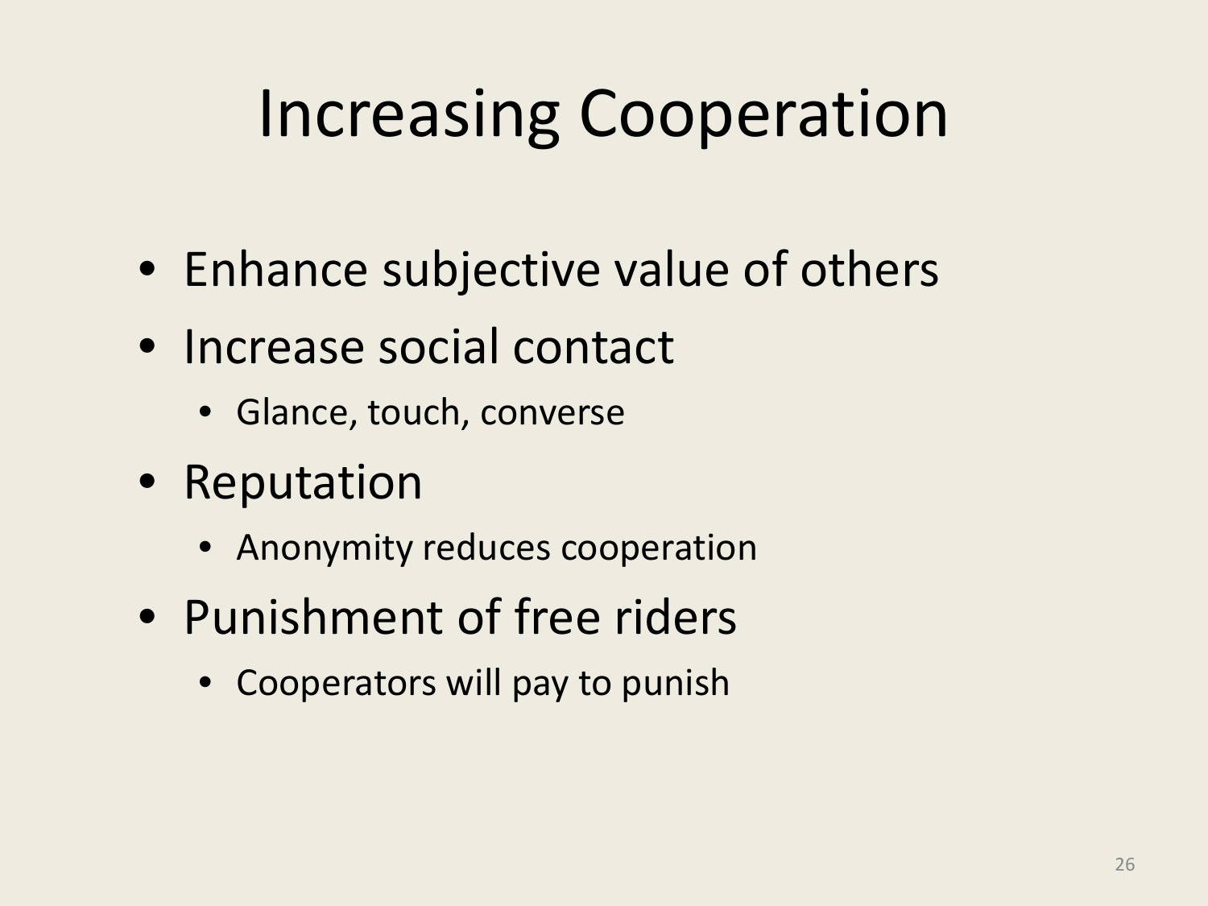# Increasing Cooperation

- Enhance subjective value of others
- Increase social contact
  - Glance, touch, converse
- Reputation
  - Anonymity reduces cooperation
- Punishment of free riders
  - Cooperators will pay to punish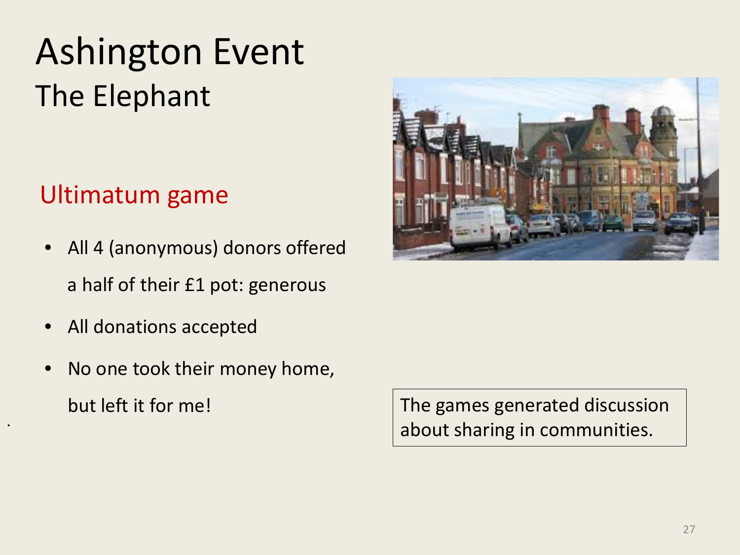# Ashington Event

## The Elephant

### Ultimatum game

- All 4 (anonymous) donors offered a half of their £1 pot: generous
- All donations accepted
- No one took their money home, but left it for me!

The games generated discussion about sharing in communities.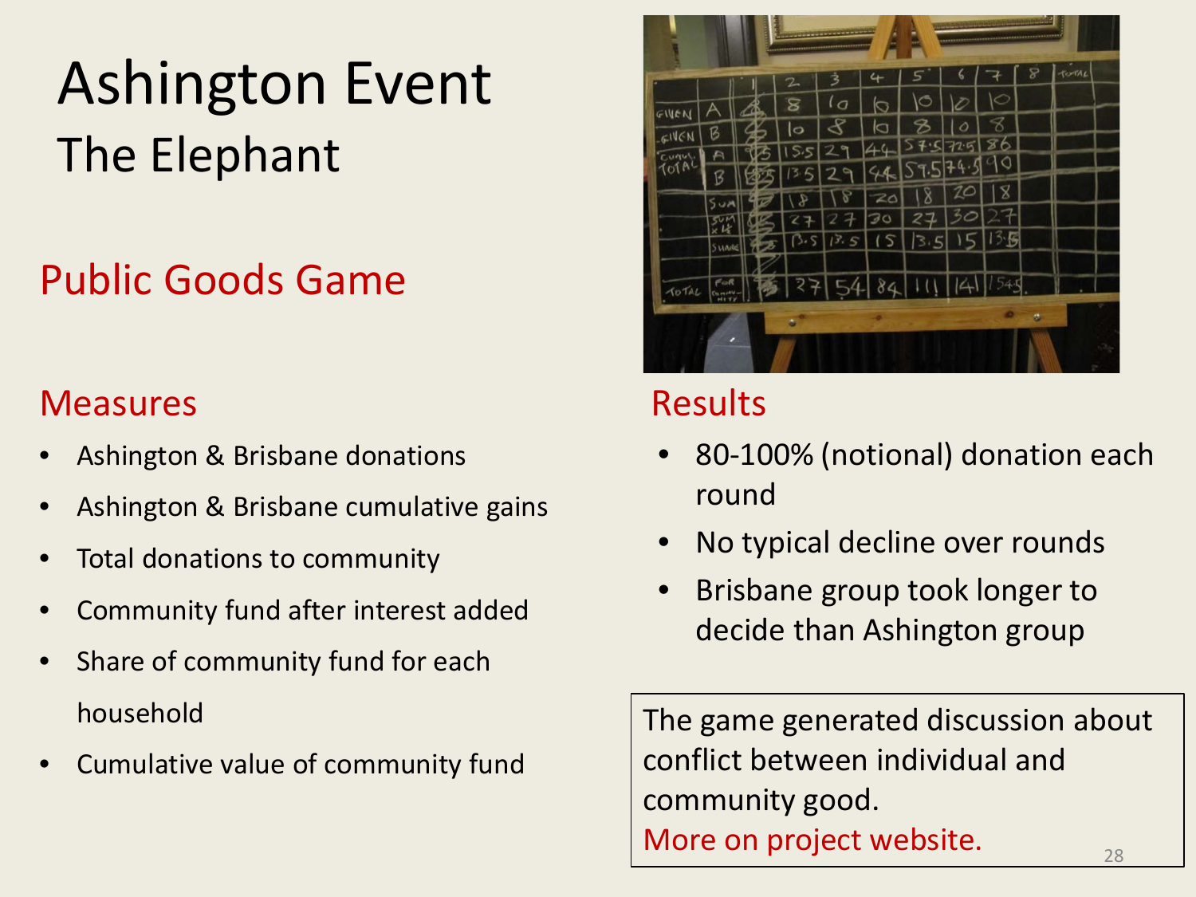# Ashington Event

## The Elephant

## Public Goods Game

### Measures

- Ashington & Brisbane donations
- Ashington & Brisbane cumulative gains
- Total donations to community
- Community fund after interest added
- Share of community fund for each household
- Cumulative value of community fund

### Results

- 80-100% (notional) donation each round
- No typical decline over rounds
- Brisbane group took longer to decide than Ashington group

The game generated discussion about conflict between individual and community good.

More on project website.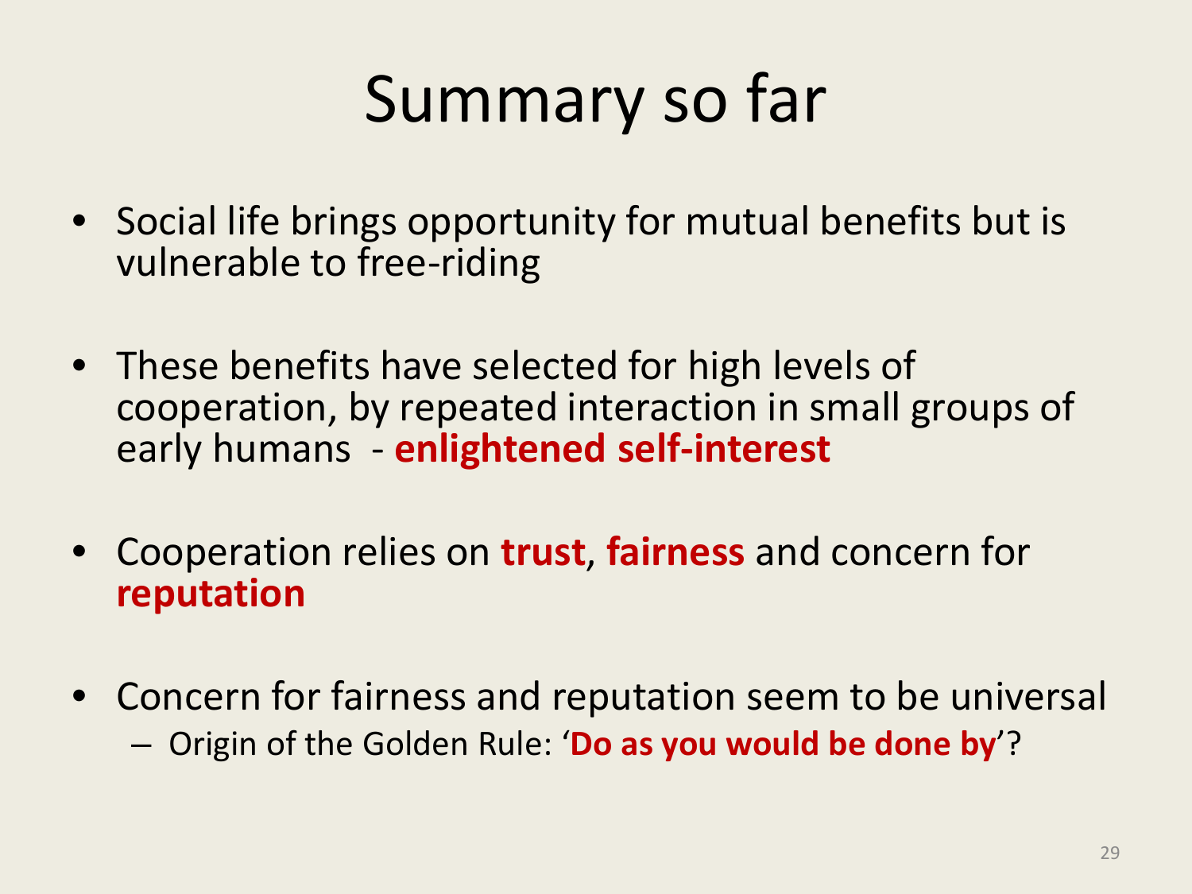# Summary so far

- Social life brings opportunity for mutual benefits but is vulnerable to free-riding
- These benefits have selected for high levels of cooperation, by repeated interaction in small groups of early humans - **enlightened self-interest**
- Cooperation relies on **trust**, **fairness** and concern for **reputation**
- Concern for fairness and reputation seem to be universal
  - Origin of the Golden Rule: '**Do as you would be done by**'?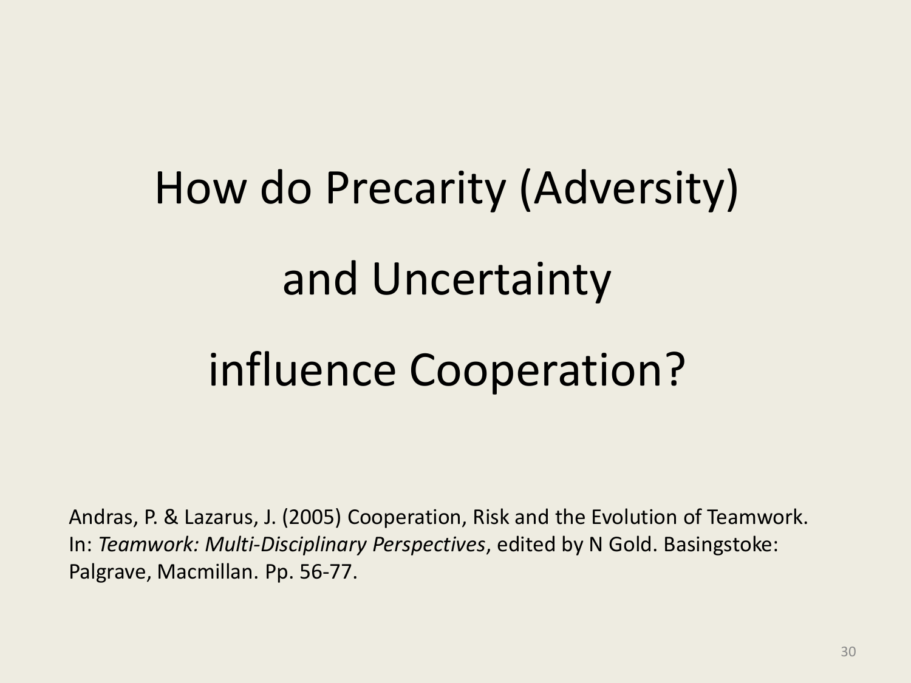# How do Precarity (Adversity) and Uncertainty influence Cooperation?

Andras, P. & Lazarus, J. (2005) Cooperation, Risk and the Evolution of Teamwork. In: *Teamwork: Multi-Disciplinary Perspectives*, edited by N Gold. Basingstoke: Palgrave, Macmillan. Pp. 56-77.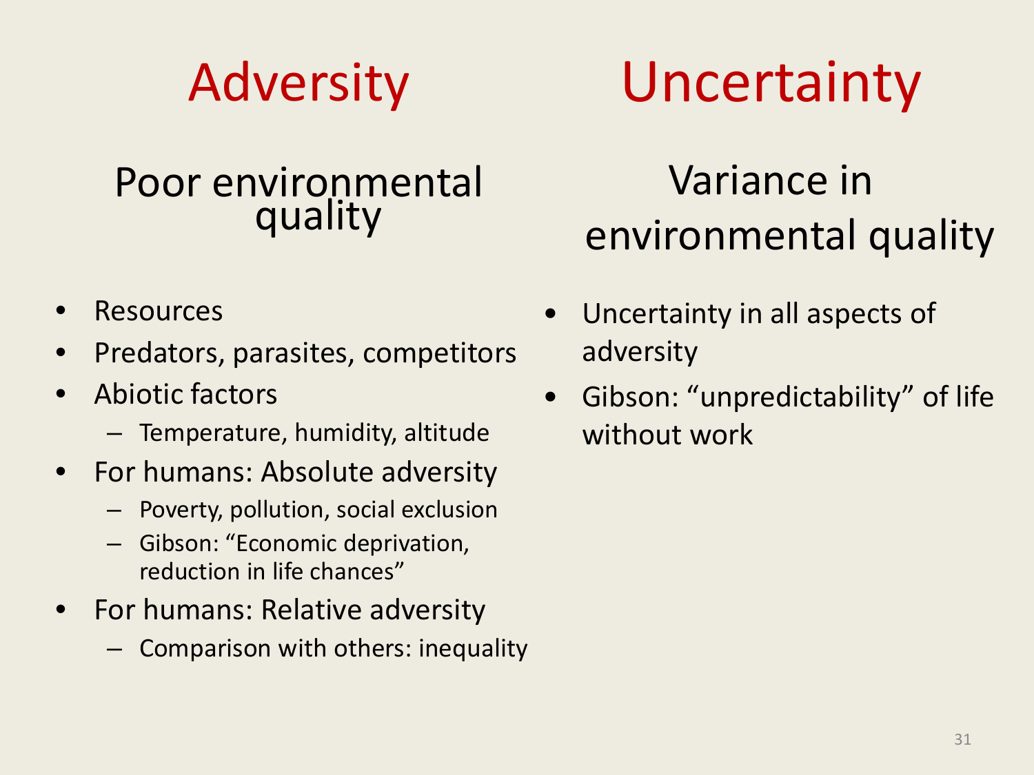## Adversity

### Poor environmental quality

- Resources
- Predators, parasites, competitors
- Abiotic factors
  - Temperature, humidity, altitude
- For humans: Absolute adversity
  - Poverty, pollution, social exclusion
  - Gibson: “Economic deprivation, reduction in life chances”
- For humans: Relative adversity
  - Comparison with others: inequality

## Uncertainty

### Variance in environmental quality

- Uncertainty in all aspects of adversity
- Gibson: “unpredictability” of life without work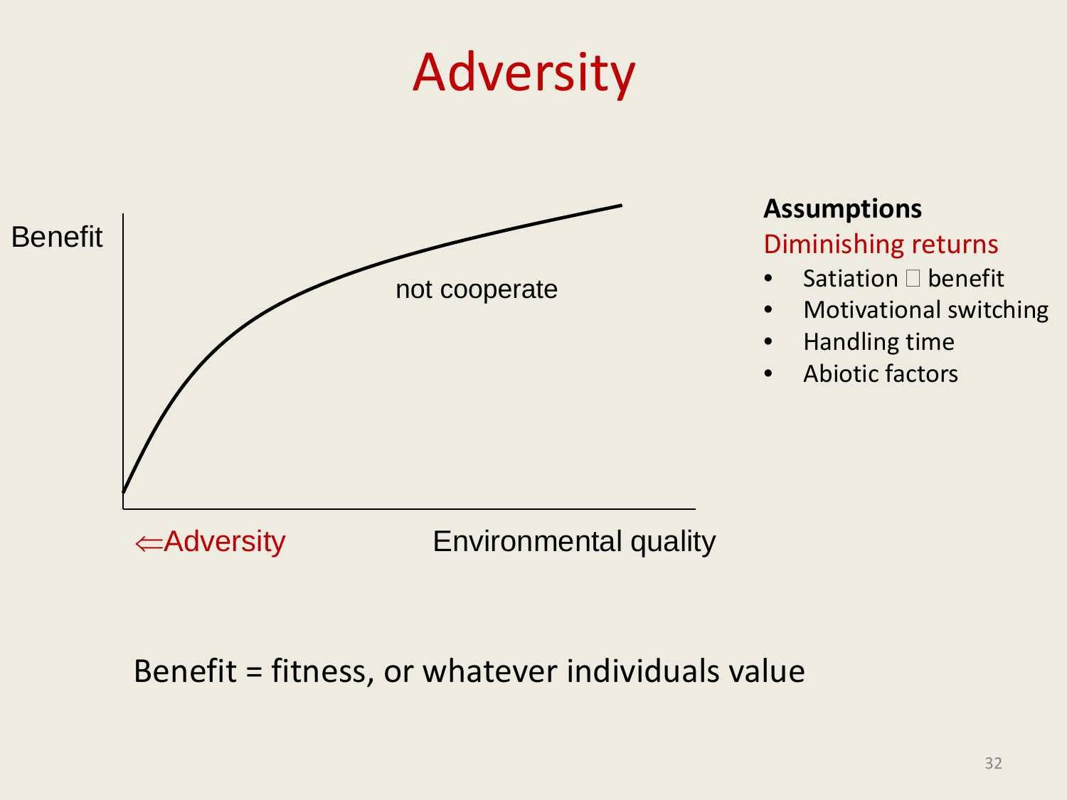# Adversity

Benefit

not cooperate

⇐Adversity Environmental quality

**Assumptions**

Diminishing returns

- Satiation  benefit
- Motivational switching
- Handling time
- Abiotic factors

Benefit = fitness, or whatever individuals value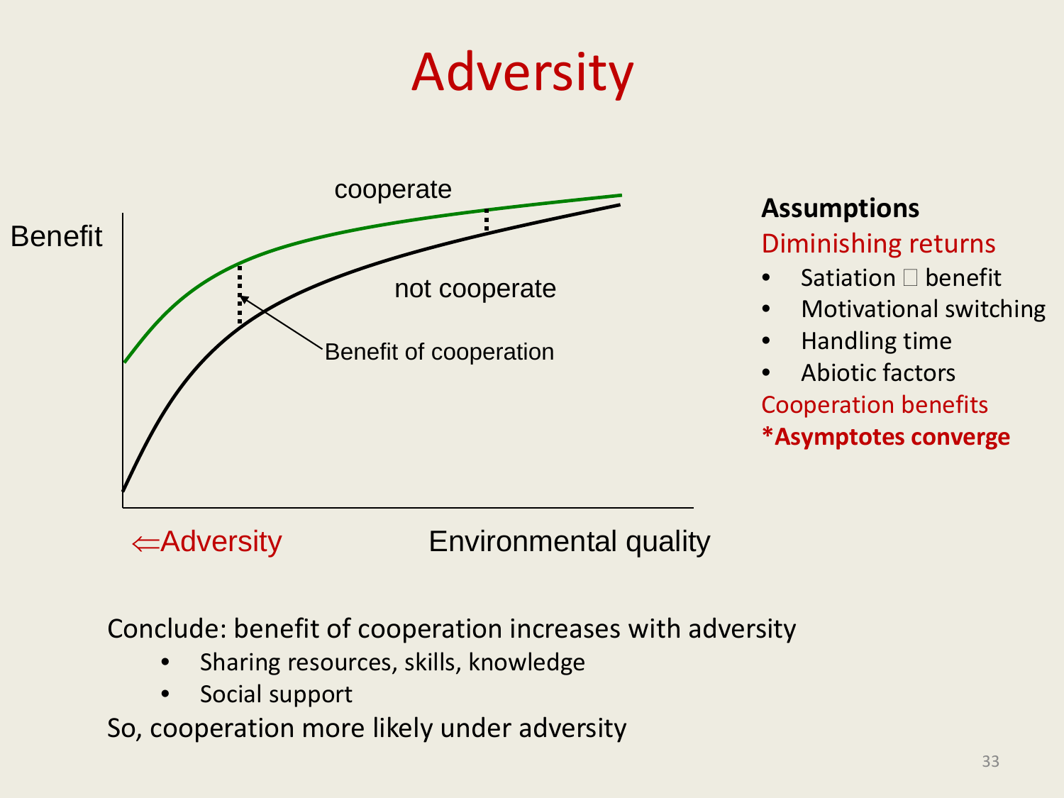# Adversity

cooperate

Benefit

not cooperate

Benefit of cooperation

⇐Adversity

Environmental quality

**Assumptions**

Diminishing returns

- Satiation  benefit
- Motivational switching
- Handling time
- Abiotic factors

Cooperation benefits

***Asymptotes converge**

Conclude: benefit of cooperation increases with adversity

- Sharing resources, skills, knowledge
- Social support

So, cooperation more likely under adversity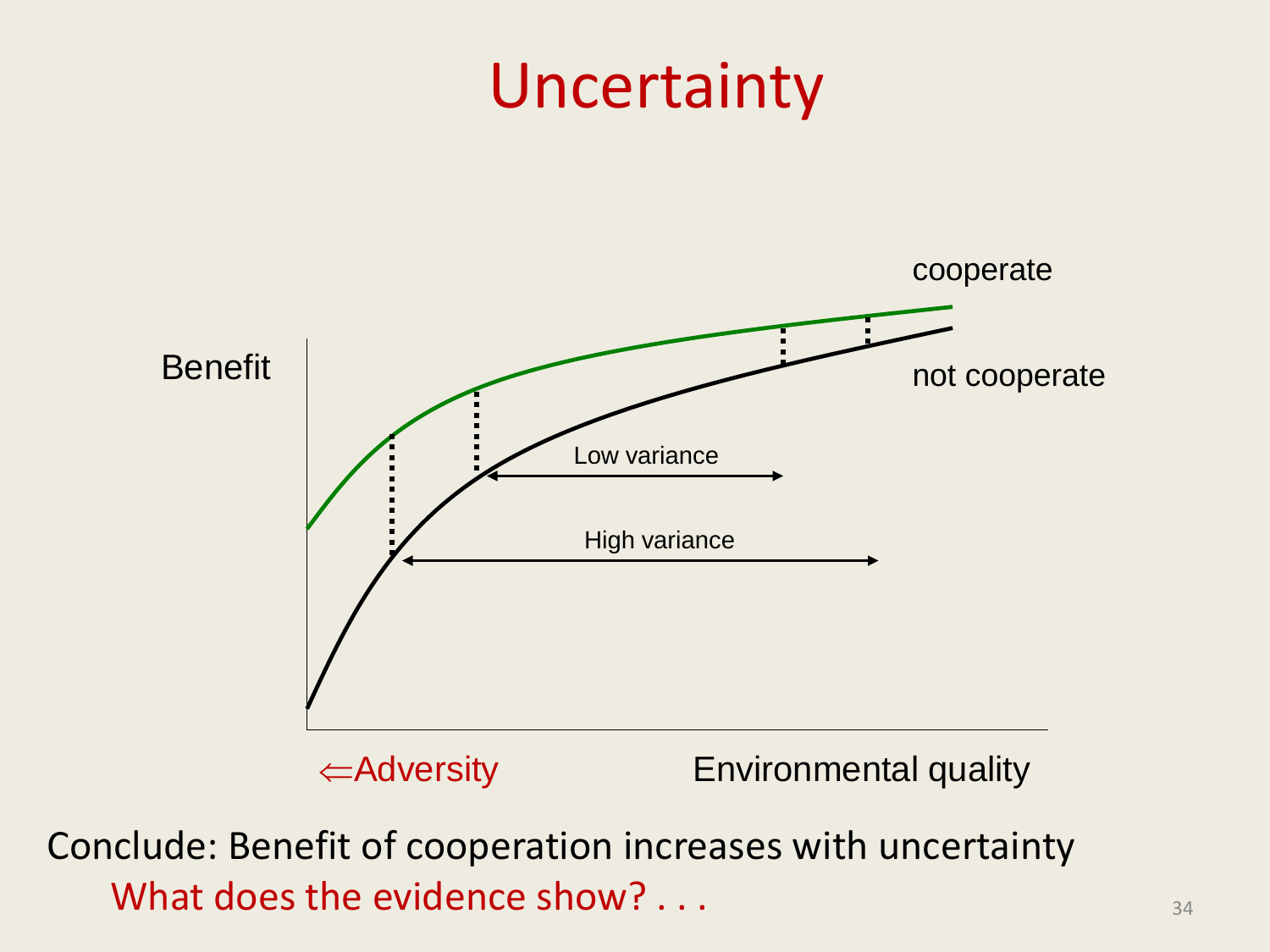# Uncertainty

Benefit

cooperate

not cooperate

Low variance

High variance

⇐Adversity

Environmental quality

Conclude: Benefit of cooperation increases with uncertainty

What does the evidence show? . . .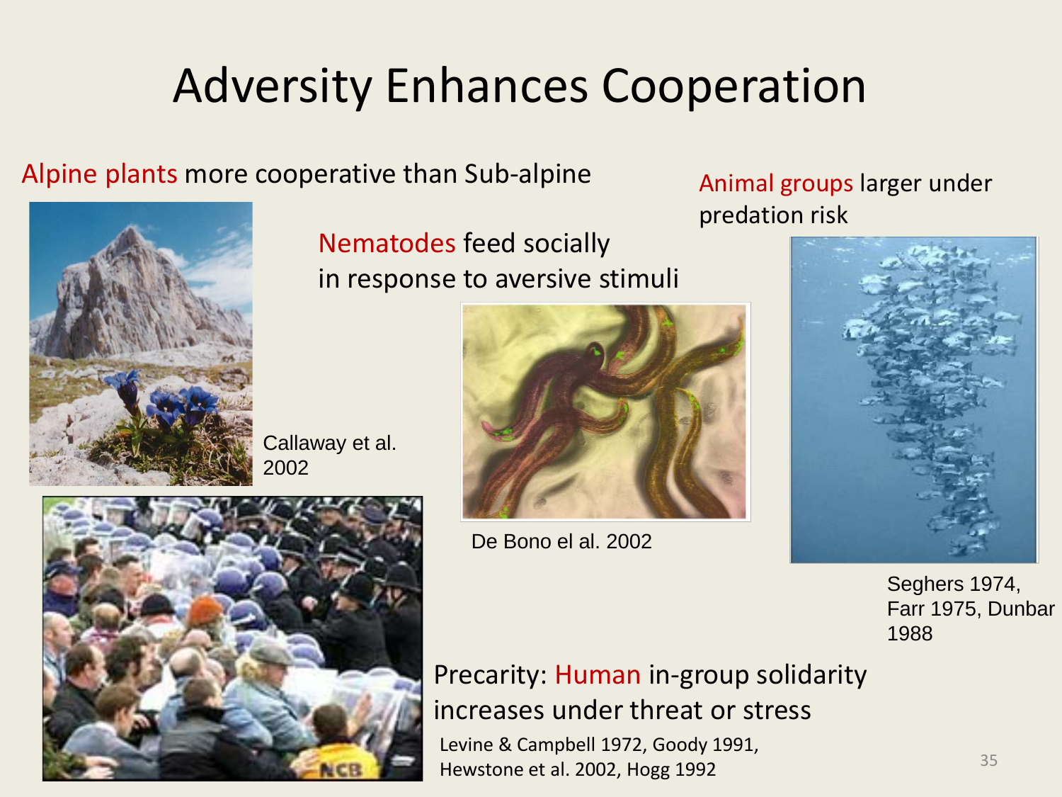# Adversity Enhances Cooperation

Alpine plants more cooperative than Sub-alpine

Callaway et al. 2002

Nematodes feed socially in response to aversive stimuli

De Bono el al. 2002

Animal groups larger under predation risk

Seghers 1974, Farr 1975, Dunbar 1988

Precarity: Human in-group solidarity increases under threat or stress

Levine & Campbell 1972, Goody 1991, Hewstone et al. 2002, Hogg 1992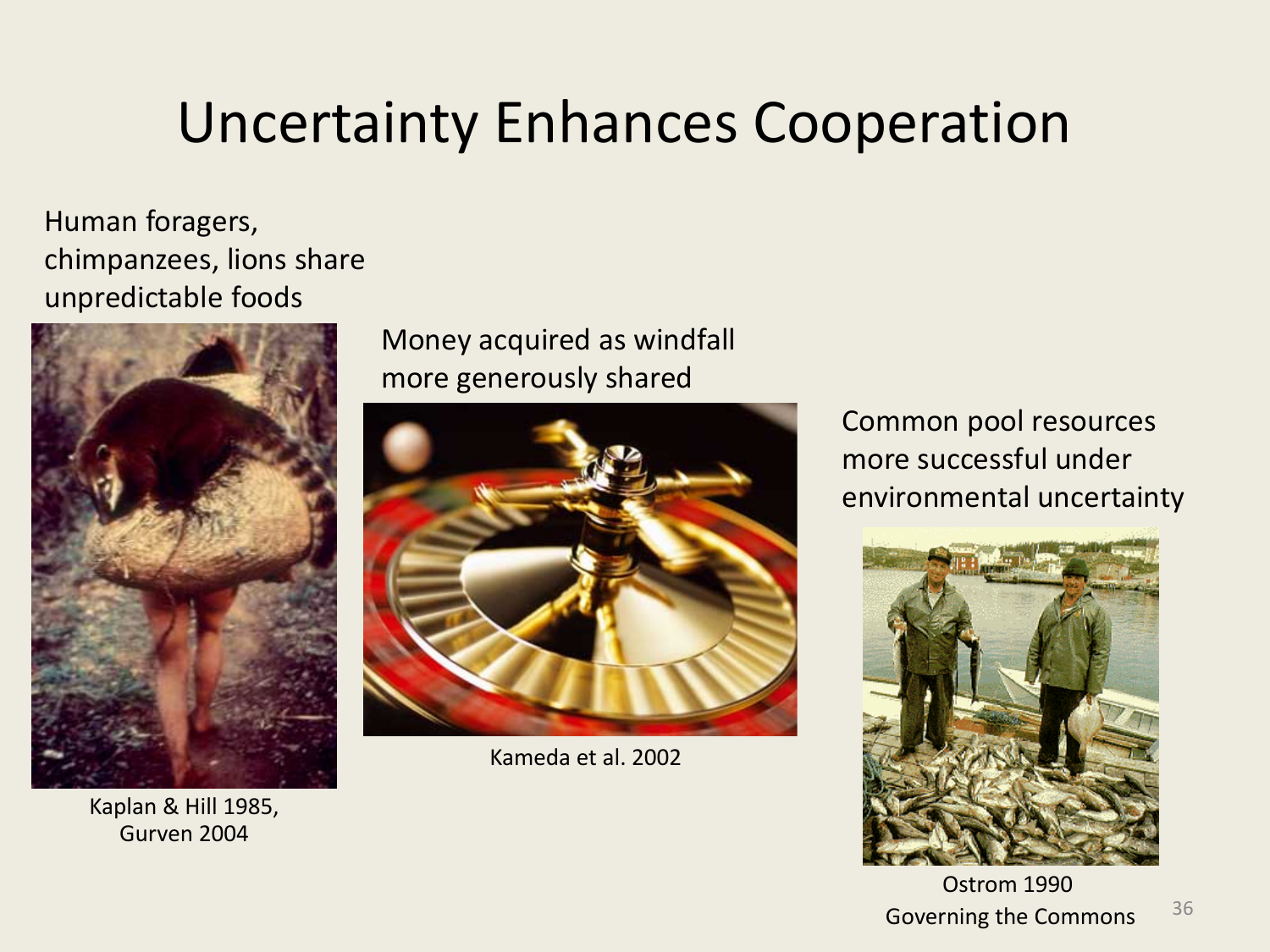# Uncertainty Enhances Cooperation

Human foragers, chimpanzees, lions share unpredictable foods

Kaplan & Hill 1985, Gurven 2004

Money acquired as windfall more generously shared

Kameda et al. 2002

Common pool resources more successful under environmental uncertainty

Ostrom 1990 Governing the Commons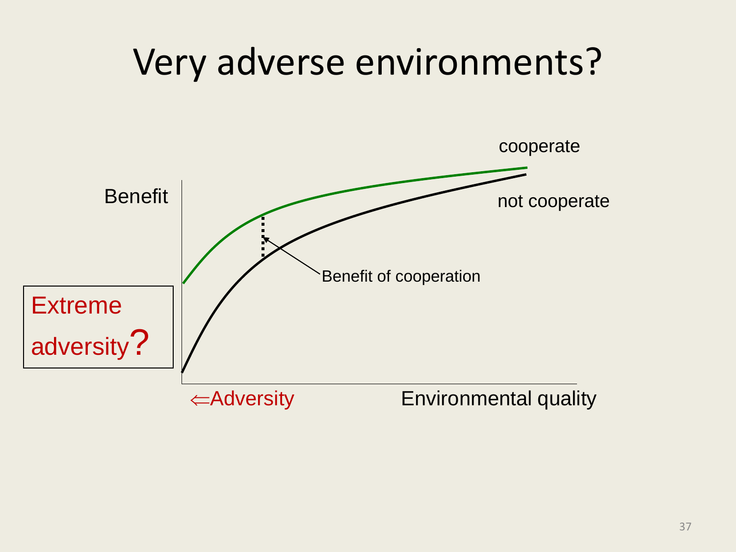# Very adverse environments?

cooperate

Benefit

not cooperate

Benefit of cooperation

Extreme adversity?

⇐Adversity

Environmental quality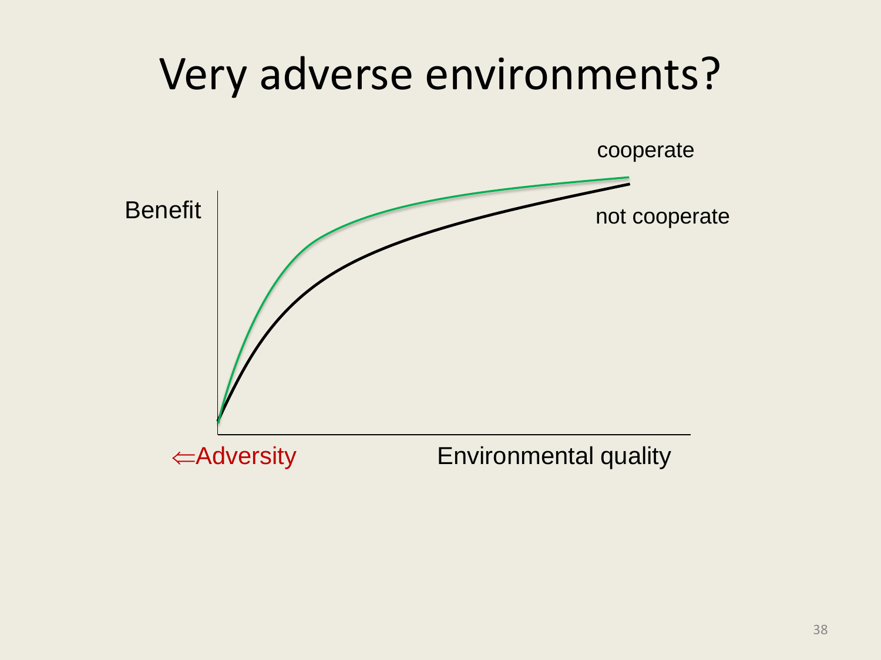# Very adverse environments?

cooperate

Benefit

not cooperate

⇐Adversity

Environmental quality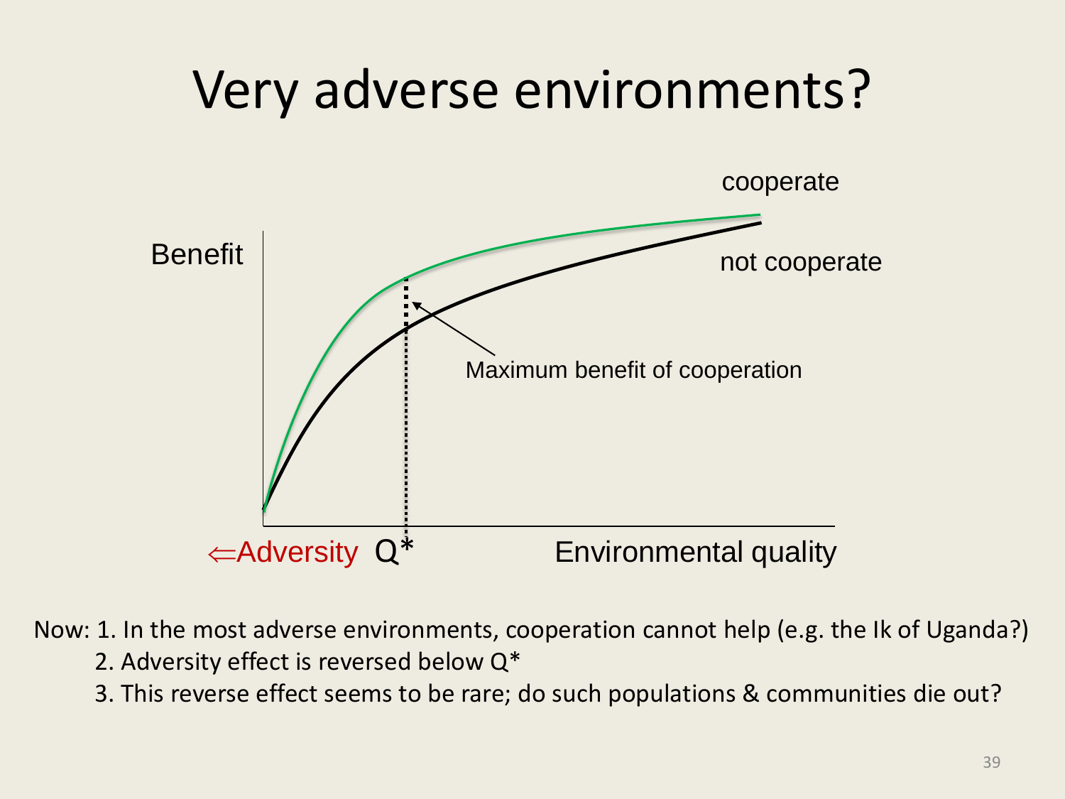# Very adverse environments?

Benefit

cooperate

not cooperate

Maximum benefit of cooperation

⇐Adversity Q*

Environmental quality

Now: 1. In the most adverse environments, cooperation cannot help (e.g. the Ik of Uganda?)

2. Adversity effect is reversed below Q*

3. This reverse effect seems to be rare; do such populations & communities die out?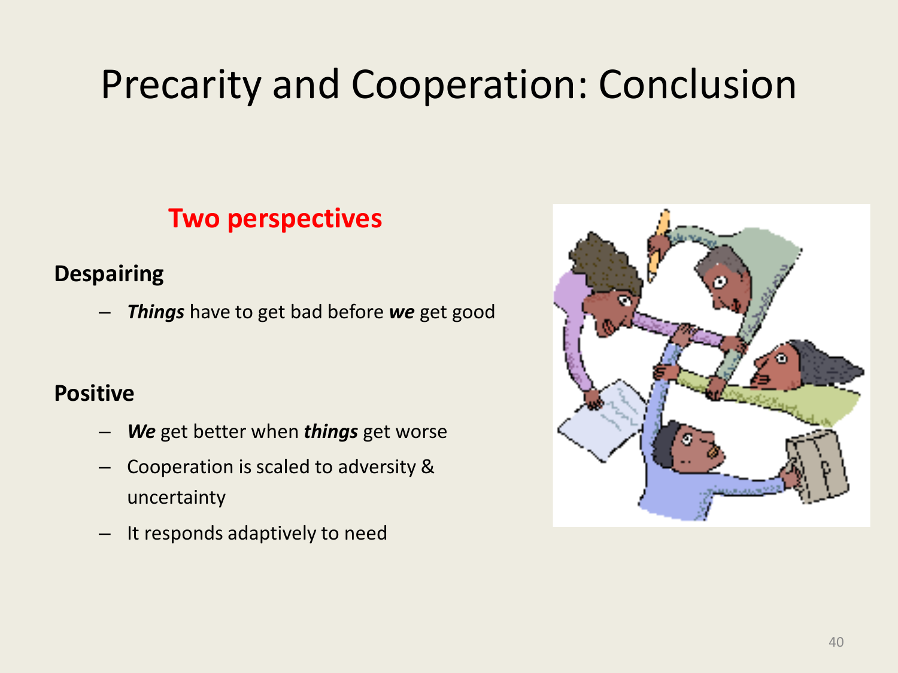# Precarity and Cooperation: Conclusion

## Two perspectives

**Despairing**

- ***Things*** have to get bad before ***we*** get good

**Positive**

- ***We*** get better when ***things*** get worse
- Cooperation is scaled to adversity & uncertainty
- It responds adaptively to need